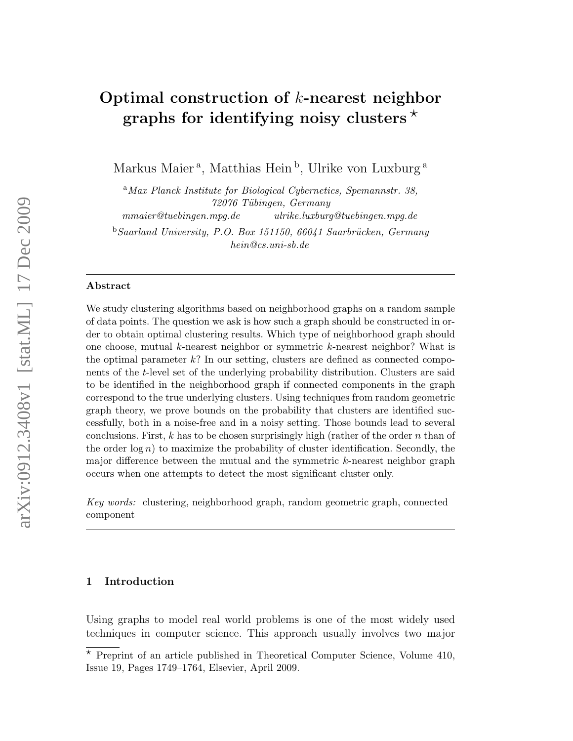# Optimal construction of $k$-nearest neighbor graphs for identifying noisy clusters ⋆

Markus Maier [a], Matthias Hein [b], Ulrike von Luxburg [a]

[a] *Max Planck Institute for Biological Cybernetics, Spemannstr. 38, 72076 Tübingen, Germany*
*mmaier@tuebingen.mpg.de* *ulrike.luxburg@tuebingen.mpg.de*

[b] *Saarland University, P.O. Box 151150, 66041 Saarbrücken, Germany*
*hein@cs.uni-sb.de*

---

**Abstract**

We study clustering algorithms based on neighborhood graphs on a random sample of data points. The question we ask is how such a graph should be constructed in order to obtain optimal clustering results. Which type of neighborhood graph should one choose, mutual $k$-nearest neighbor or symmetric $k$-nearest neighbor? What is the optimal parameter $k$? In our setting, clusters are defined as connected components of the $t$-level set of the underlying probability distribution. Clusters are said to be identified in the neighborhood graph if connected components in the graph correspond to the true underlying clusters. Using techniques from random geometric graph theory, we prove bounds on the probability that clusters are identified successfully, both in a noise-free and in a noisy setting. Those bounds lead to several conclusions. First, $k$ has to be chosen surprisingly high (rather of the order $n$ than of the order $\log n$) to maximize the probability of cluster identification. Secondly, the major difference between the mutual and the symmetric $k$-nearest neighbor graph occurs when one attempts to detect the most significant cluster only.

*Key words:* clustering, neighborhood graph, random geometric graph, connected component

---

## 1 Introduction

Using graphs to model real world problems is one of the most widely used techniques in computer science. This approach usually involves two major

⋆ Preprint of an article published in Theoretical Computer Science, Volume 410, Issue 19, Pages 1749–1764, Elsevier, April 2009.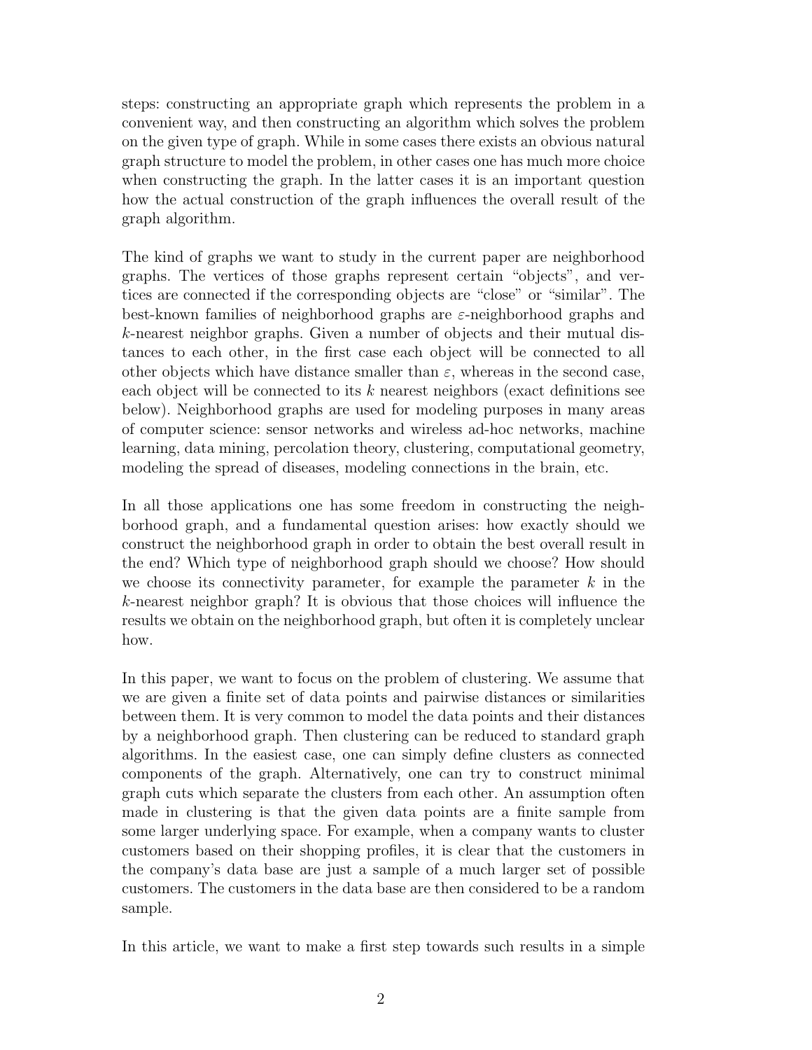steps: constructing an appropriate graph which represents the problem in a convenient way, and then constructing an algorithm which solves the problem on the given type of graph. While in some cases there exists an obvious natural graph structure to model the problem, in other cases one has much more choice when constructing the graph. In the latter cases it is an important question how the actual construction of the graph influences the overall result of the graph algorithm.

The kind of graphs we want to study in the current paper are neighborhood graphs. The vertices of those graphs represent certain "objects", and vertices are connected if the corresponding objects are "close" or "similar". The best-known families of neighborhood graphs are $\varepsilon$-neighborhood graphs and $k$-nearest neighbor graphs. Given a number of objects and their mutual distances to each other, in the first case each object will be connected to all other objects which have distance smaller than $\varepsilon$, whereas in the second case, each object will be connected to its $k$ nearest neighbors (exact definitions see below). Neighborhood graphs are used for modeling purposes in many areas of computer science: sensor networks and wireless ad-hoc networks, machine learning, data mining, percolation theory, clustering, computational geometry, modeling the spread of diseases, modeling connections in the brain, etc.

In all those applications one has some freedom in constructing the neighborhood graph, and a fundamental question arises: how exactly should we construct the neighborhood graph in order to obtain the best overall result in the end? Which type of neighborhood graph should we choose? How should we choose its connectivity parameter, for example the parameter $k$ in the $k$-nearest neighbor graph? It is obvious that those choices will influence the results we obtain on the neighborhood graph, but often it is completely unclear how.

In this paper, we want to focus on the problem of clustering. We assume that we are given a finite set of data points and pairwise distances or similarities between them. It is very common to model the data points and their distances by a neighborhood graph. Then clustering can be reduced to standard graph algorithms. In the easiest case, one can simply define clusters as connected components of the graph. Alternatively, one can try to construct minimal graph cuts which separate the clusters from each other. An assumption often made in clustering is that the given data points are a finite sample from some larger underlying space. For example, when a company wants to cluster customers based on their shopping profiles, it is clear that the customers in the company's data base are just a sample of a much larger set of possible customers. The customers in the data base are then considered to be a random sample.

In this article, we want to make a first step towards such results in a simple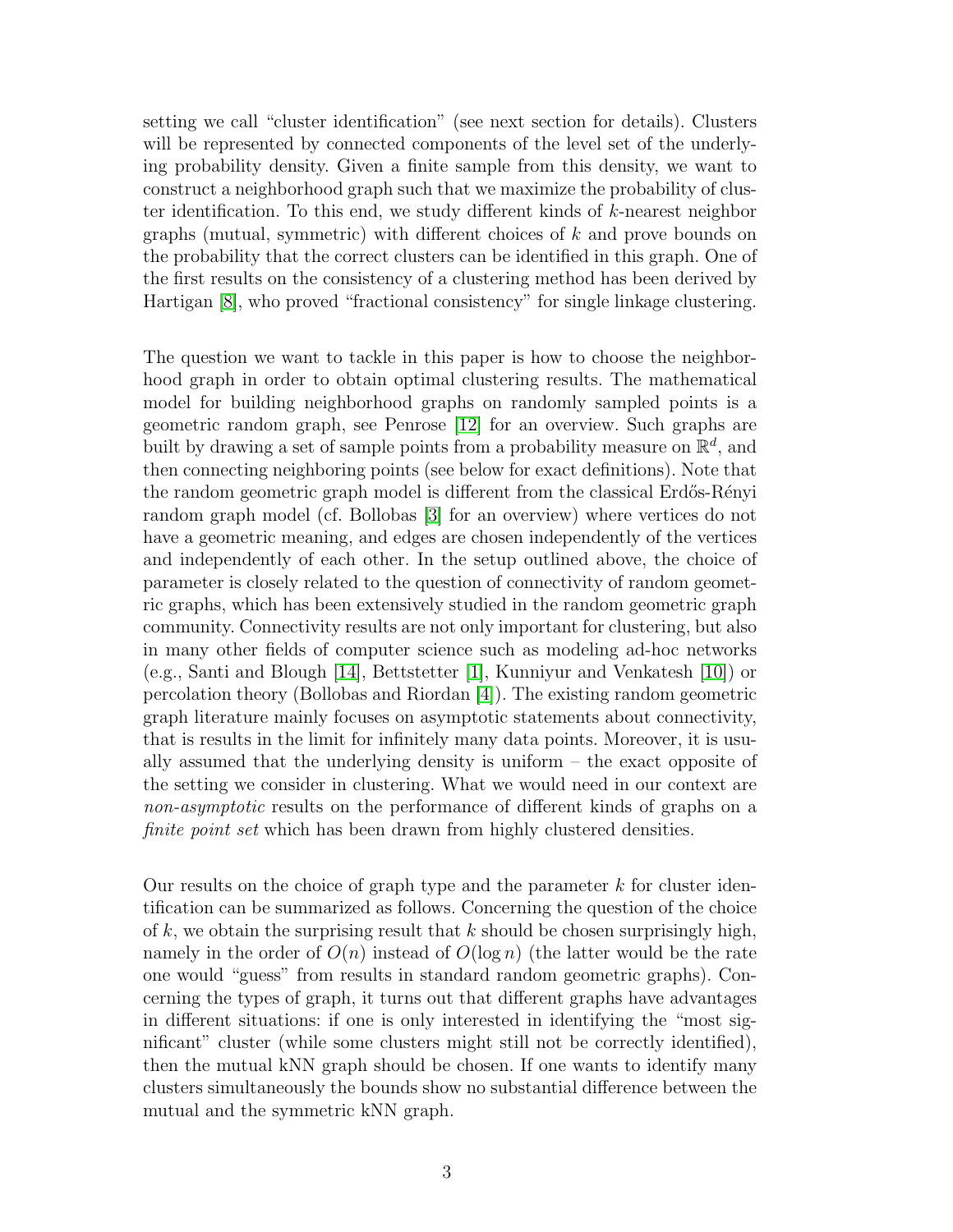setting we call "cluster identification" (see next section for details). Clusters will be represented by connected components of the level set of the underlying probability density. Given a finite sample from this density, we want to construct a neighborhood graph such that we maximize the probability of cluster identification. To this end, we study different kinds of $k$-nearest neighbor graphs (mutual, symmetric) with different choices of $k$ and prove bounds on the probability that the correct clusters can be identified in this graph. One of the first results on the consistency of a clustering method has been derived by Hartigan [8], who proved "fractional consistency" for single linkage clustering.

The question we want to tackle in this paper is how to choose the neighborhood graph in order to obtain optimal clustering results. The mathematical model for building neighborhood graphs on randomly sampled points is a geometric random graph, see Penrose [12] for an overview. Such graphs are built by drawing a set of sample points from a probability measure on $\mathbb{R}^d$, and then connecting neighboring points (see below for exact definitions). Note that the random geometric graph model is different from the classical Erdős-Rényi random graph model (cf. Bollobas [3] for an overview) where vertices do not have a geometric meaning, and edges are chosen independently of the vertices and independently of each other. In the setup outlined above, the choice of parameter is closely related to the question of connectivity of random geometric graphs, which has been extensively studied in the random geometric graph community. Connectivity results are not only important for clustering, but also in many other fields of computer science such as modeling ad-hoc networks (e.g., Santi and Blough [14], Bettstetter [1], Kunniyur and Venkatesh [10]) or percolation theory (Bollobas and Riordan [4]). The existing random geometric graph literature mainly focuses on asymptotic statements about connectivity, that is results in the limit for infinitely many data points. Moreover, it is usually assumed that the underlying density is uniform – the exact opposite of the setting we consider in clustering. What we would need in our context are *non-asymptotic* results on the performance of different kinds of graphs on a *finite point set* which has been drawn from highly clustered densities.

Our results on the choice of graph type and the parameter $k$ for cluster identification can be summarized as follows. Concerning the question of the choice of $k$, we obtain the surprising result that $k$ should be chosen surprisingly high, namely in the order of $O(n)$ instead of $O(\log n)$ (the latter would be the rate one would "guess" from results in standard random geometric graphs). Concerning the types of graph, it turns out that different graphs have advantages in different situations: if one is only interested in identifying the "most significant" cluster (while some clusters might still not be correctly identified), then the mutual kNN graph should be chosen. If one wants to identify many clusters simultaneously the bounds show no substantial difference between the mutual and the symmetric kNN graph.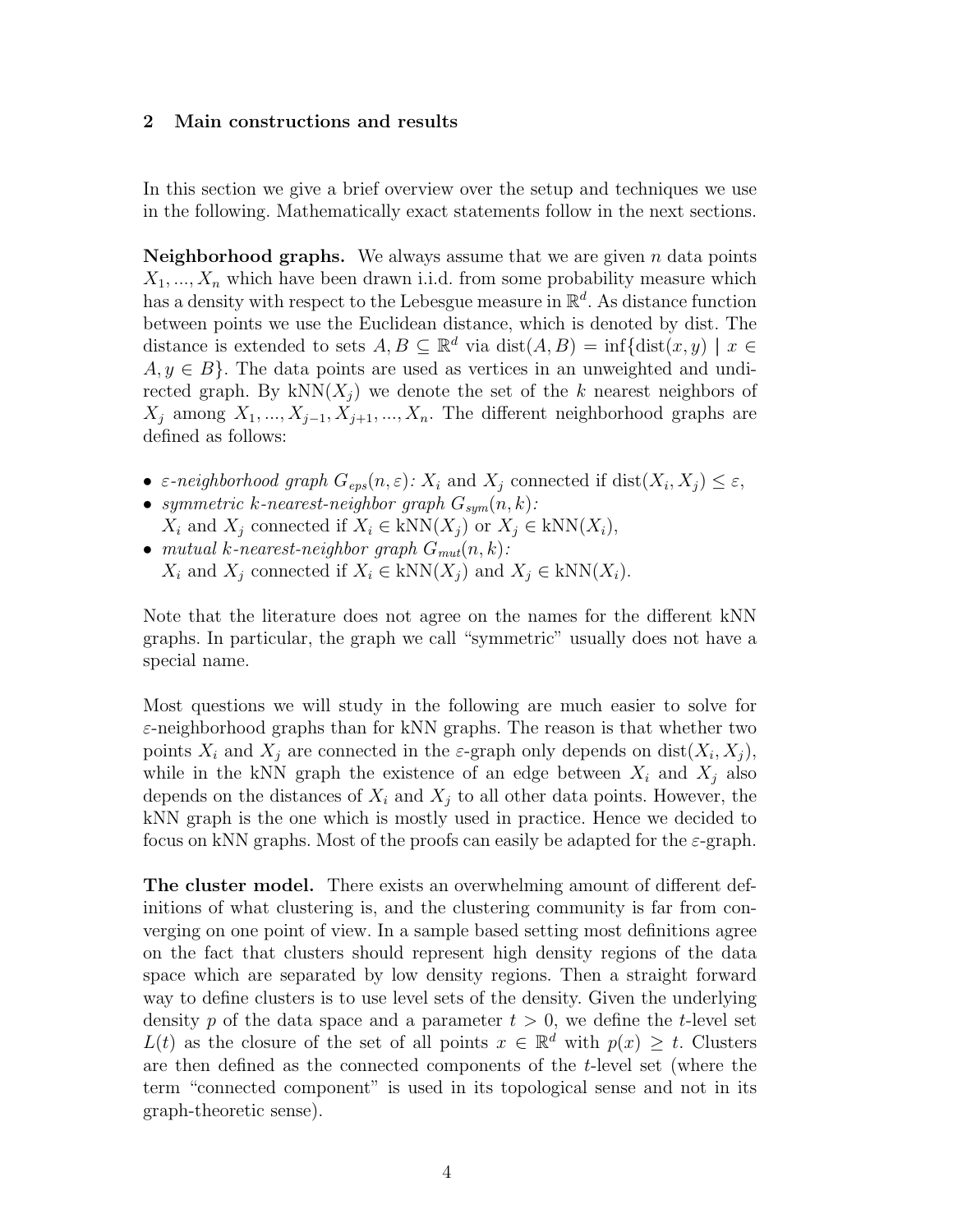## 2 Main constructions and results

In this section we give a brief overview over the setup and techniques we use in the following. Mathematically exact statements follow in the next sections.

**Neighborhood graphs.** We always assume that we are given $n$ data points $X_1, ..., X_n$ which have been drawn i.i.d. from some probability measure which has a density with respect to the Lebesgue measure in $\mathbb{R}^d$. As distance function between points we use the Euclidean distance, which is denoted by dist. The distance is extended to sets $A, B \subseteq \mathbb{R}^d$ via $\text{dist}(A, B) = \inf\{\text{dist}(x, y) \mid x \in A, y \in B\}$. The data points are used as vertices in an unweighted and undirected graph. By $\text{kNN}(X_j)$ we denote the set of the $k$ nearest neighbors of $X_j$ among $X_1, ..., X_{j-1}, X_{j+1}, ..., X_n$. The different neighborhood graphs are defined as follows:

- *$\varepsilon$-neighborhood graph $G_{eps}(n, \varepsilon)$:* $X_i$ and $X_j$ connected if $\text{dist}(X_i, X_j) \leq \varepsilon$,
- *symmetric $k$-nearest-neighbor graph $G_{sym}(n, k)$:*
  $X_i$ and $X_j$ connected if $X_i \in \text{kNN}(X_j)$ or $X_j \in \text{kNN}(X_i)$,
- *mutual $k$-nearest-neighbor graph $G_{mut}(n, k)$:*
  $X_i$ and $X_j$ connected if $X_i \in \text{kNN}(X_j)$ and $X_j \in \text{kNN}(X_i)$.

Note that the literature does not agree on the names for the different kNN graphs. In particular, the graph we call "symmetric" usually does not have a special name.

Most questions we will study in the following are much easier to solve for $\varepsilon$-neighborhood graphs than for kNN graphs. The reason is that whether two points $X_i$ and $X_j$ are connected in the $\varepsilon$-graph only depends on $\text{dist}(X_i, X_j)$, while in the kNN graph the existence of an edge between $X_i$ and $X_j$ also depends on the distances of $X_i$ and $X_j$ to all other data points. However, the kNN graph is the one which is mostly used in practice. Hence we decided to focus on kNN graphs. Most of the proofs can easily be adapted for the $\varepsilon$-graph.

**The cluster model.** There exists an overwhelming amount of different definitions of what clustering is, and the clustering community is far from converging on one point of view. In a sample based setting most definitions agree on the fact that clusters should represent high density regions of the data space which are separated by low density regions. Then a straight forward way to define clusters is to use level sets of the density. Given the underlying density $p$ of the data space and a parameter $t > 0$, we define the $t$-level set $L(t)$ as the closure of the set of all points $x \in \mathbb{R}^d$ with $p(x) \geq t$. Clusters are then defined as the connected components of the $t$-level set (where the term "connected component" is used in its topological sense and not in its graph-theoretic sense).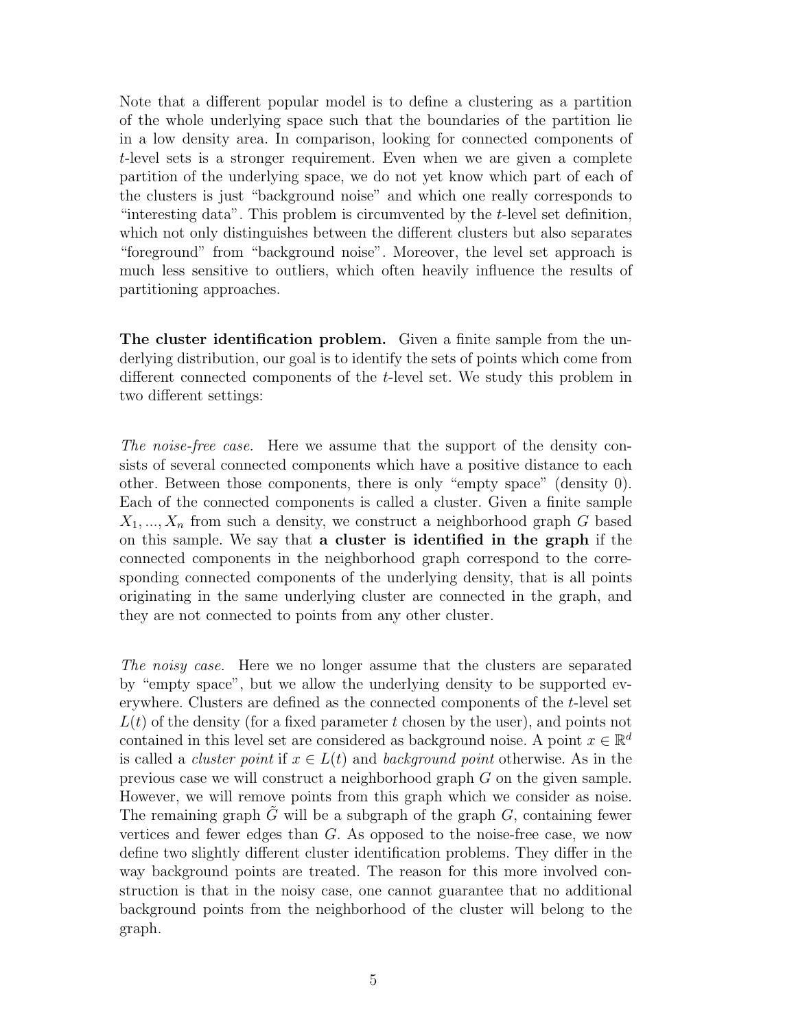Note that a different popular model is to define a clustering as a partition of the whole underlying space such that the boundaries of the partition lie in a low density area. In comparison, looking for connected components of $t$-level sets is a stronger requirement. Even when we are given a complete partition of the underlying space, we do not yet know which part of each of the clusters is just "background noise" and which one really corresponds to "interesting data". This problem is circumvented by the $t$-level set definition, which not only distinguishes between the different clusters but also separates "foreground" from "background noise". Moreover, the level set approach is much less sensitive to outliers, which often heavily influence the results of partitioning approaches.

**The cluster identification problem.** Given a finite sample from the underlying distribution, our goal is to identify the sets of points which come from different connected components of the $t$-level set. We study this problem in two different settings:

*The noise-free case.* Here we assume that the support of the density consists of several connected components which have a positive distance to each other. Between those components, there is only "empty space" (density 0). Each of the connected components is called a cluster. Given a finite sample $X_1, ..., X_n$ from such a density, we construct a neighborhood graph $G$ based on this sample. We say that **a cluster is identified in the graph** if the connected components in the neighborhood graph correspond to the corresponding connected components of the underlying density, that is all points originating in the same underlying cluster are connected in the graph, and they are not connected to points from any other cluster.

*The noisy case.* Here we no longer assume that the clusters are separated by "empty space", but we allow the underlying density to be supported everywhere. Clusters are defined as the connected components of the $t$-level set $L(t)$ of the density (for a fixed parameter $t$ chosen by the user), and points not contained in this level set are considered as background noise. A point $x \in \mathbb{R}^d$ is called a *cluster point* if $x \in L(t)$ and *background point* otherwise. As in the previous case we will construct a neighborhood graph $G$ on the given sample. However, we will remove points from this graph which we consider as noise. The remaining graph $\tilde{G}$ will be a subgraph of the graph $G$, containing fewer vertices and fewer edges than $G$. As opposed to the noise-free case, we now define two slightly different cluster identification problems. They differ in the way background points are treated. The reason for this more involved construction is that in the noisy case, one cannot guarantee that no additional background points from the neighborhood of the cluster will belong to the graph.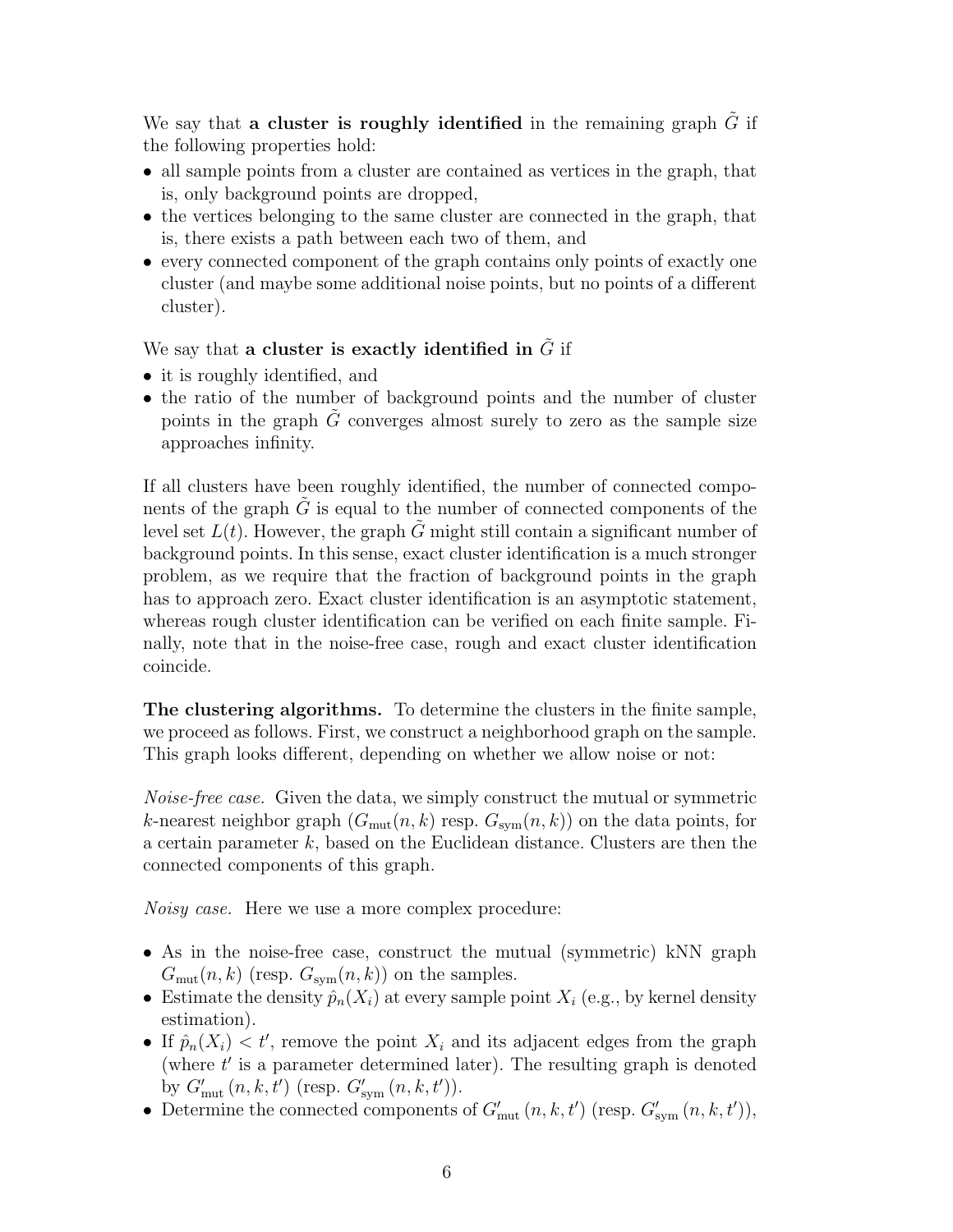We say that **a cluster is roughly identified** in the remaining graph $\tilde{G}$ if the following properties hold:

- all sample points from a cluster are contained as vertices in the graph, that is, only background points are dropped,
- the vertices belonging to the same cluster are connected in the graph, that is, there exists a path between each two of them, and
- every connected component of the graph contains only points of exactly one cluster (and maybe some additional noise points, but no points of a different cluster).

We say that **a cluster is exactly identified in $\tilde{G}$** if

- it is roughly identified, and
- the ratio of the number of background points and the number of cluster points in the graph $\tilde{G}$ converges almost surely to zero as the sample size approaches infinity.

If all clusters have been roughly identified, the number of connected components of the graph $\tilde{G}$ is equal to the number of connected components of the level set $L(t)$. However, the graph $\tilde{G}$ might still contain a significant number of background points. In this sense, exact cluster identification is a much stronger problem, as we require that the fraction of background points in the graph has to approach zero. Exact cluster identification is an asymptotic statement, whereas rough cluster identification can be verified on each finite sample. Finally, note that in the noise-free case, rough and exact cluster identification coincide.

**The clustering algorithms.** To determine the clusters in the finite sample, we proceed as follows. First, we construct a neighborhood graph on the sample. This graph looks different, depending on whether we allow noise or not:

*Noise-free case.* Given the data, we simply construct the mutual or symmetric $k$-nearest neighbor graph ($G_{\text{mut}}(n,k)$ resp. $G_{\text{sym}}(n,k)$) on the data points, for a certain parameter $k$, based on the Euclidean distance. Clusters are then the connected components of this graph.

*Noisy case.* Here we use a more complex procedure:

- As in the noise-free case, construct the mutual (symmetric) kNN graph $G_{\text{mut}}(n,k)$ (resp. $G_{\text{sym}}(n,k)$) on the samples.
- Estimate the density $\hat{p}_n(X_i)$ at every sample point $X_i$ (e.g., by kernel density estimation).
- If $\hat{p}_n(X_i) < t'$, remove the point $X_i$ and its adjacent edges from the graph (where $t'$ is a parameter determined later). The resulting graph is denoted by $G'_{\text{mut}}(n,k,t')$ (resp. $G'_{\text{sym}}(n,k,t')$).
- Determine the connected components of $G'_{\text{mut}}(n,k,t')$ (resp. $G'_{\text{sym}}(n,k,t')$),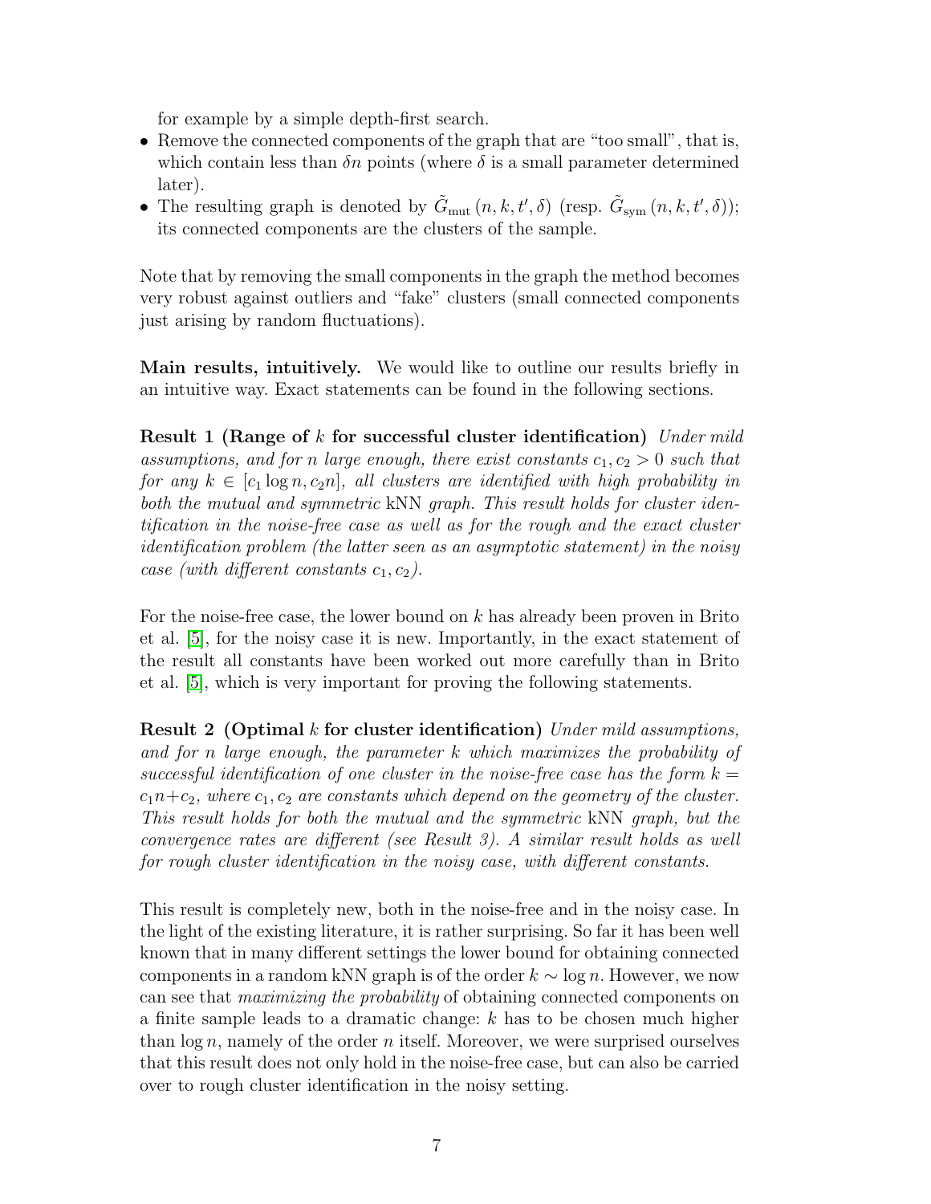for example by a simple depth-first search.

- Remove the connected components of the graph that are "too small", that is, which contain less than $\delta n$ points (where $\delta$ is a small parameter determined later).
- The resulting graph is denoted by $\tilde{G}_{\mathrm{mut}}(n, k, t', \delta)$ (resp. $\tilde{G}_{\mathrm{sym}}(n, k, t', \delta)$); its connected components are the clusters of the sample.

Note that by removing the small components in the graph the method becomes very robust against outliers and "fake" clusters (small connected components just arising by random fluctuations).

**Main results, intuitively.** We would like to outline our results briefly in an intuitive way. Exact statements can be found in the following sections.

**Result 1 (Range of $k$ for successful cluster identification)** *Under mild assumptions, and for $n$ large enough, there exist constants $c_1, c_2 > 0$ such that for any $k \in [c_1 \log n, c_2 n]$, all clusters are identified with high probability in both the mutual and symmetric* kNN *graph. This result holds for cluster identification in the noise-free case as well as for the rough and the exact cluster identification problem (the latter seen as an asymptotic statement) in the noisy case (with different constants $c_1, c_2$).*

For the noise-free case, the lower bound on $k$ has already been proven in Brito et al. [5], for the noisy case it is new. Importantly, in the exact statement of the result all constants have been worked out more carefully than in Brito et al. [5], which is very important for proving the following statements.

**Result 2 (Optimal $k$ for cluster identification)** *Under mild assumptions, and for $n$ large enough, the parameter $k$ which maximizes the probability of successful identification of one cluster in the noise-free case has the form $k = c_1 n + c_2$, where $c_1, c_2$ are constants which depend on the geometry of the cluster. This result holds for both the mutual and the symmetric* kNN *graph, but the convergence rates are different (see Result 3). A similar result holds as well for rough cluster identification in the noisy case, with different constants.*

This result is completely new, both in the noise-free and in the noisy case. In the light of the existing literature, it is rather surprising. So far it has been well known that in many different settings the lower bound for obtaining connected components in a random kNN graph is of the order $k \sim \log n$. However, we now can see that *maximizing the probability* of obtaining connected components on a finite sample leads to a dramatic change: $k$ has to be chosen much higher than $\log n$, namely of the order $n$ itself. Moreover, we were surprised ourselves that this result does not only hold in the noise-free case, but can also be carried over to rough cluster identification in the noisy setting.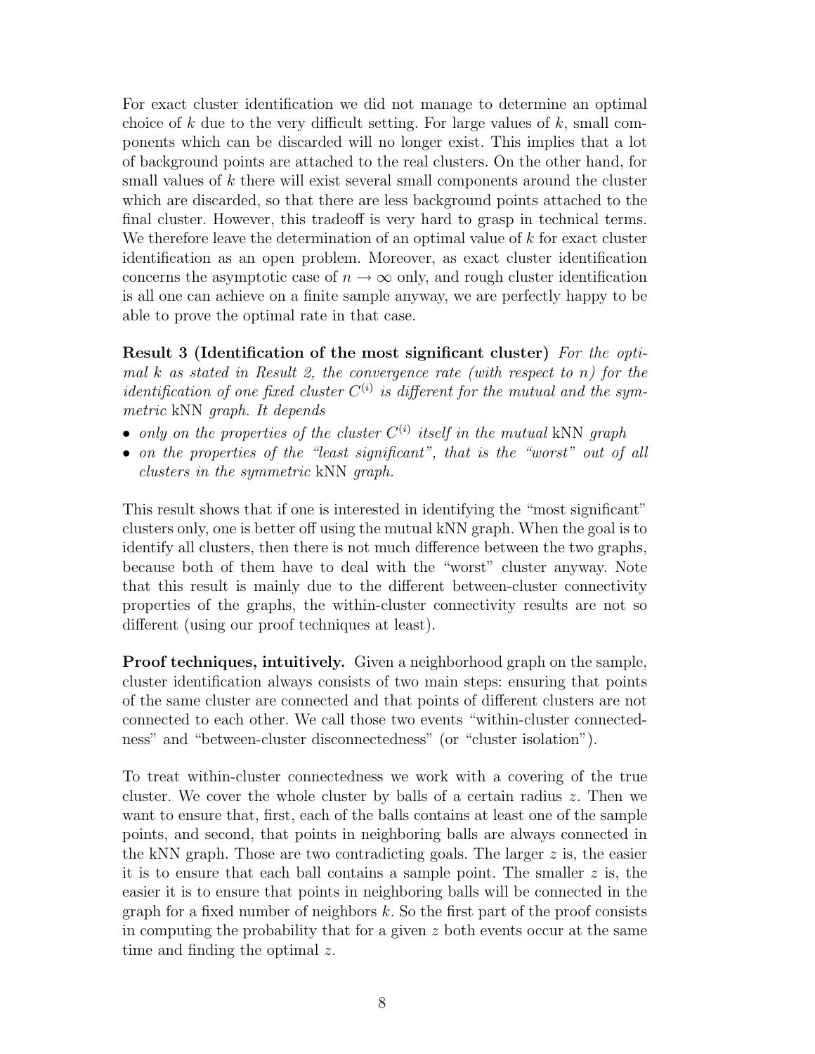For exact cluster identification we did not manage to determine an optimal choice of $k$ due to the very difficult setting. For large values of $k$, small components which can be discarded will no longer exist. This implies that a lot of background points are attached to the real clusters. On the other hand, for small values of $k$ there will exist several small components around the cluster which are discarded, so that there are less background points attached to the final cluster. However, this tradeoff is very hard to grasp in technical terms. We therefore leave the determination of an optimal value of $k$ for exact cluster identification as an open problem. Moreover, as exact cluster identification concerns the asymptotic case of $n \to \infty$ only, and rough cluster identification is all one can achieve on a finite sample anyway, we are perfectly happy to be able to prove the optimal rate in that case.

**Result 3 (Identification of the most significant cluster)** *For the optimal $k$ as stated in Result 2, the convergence rate (with respect to $n$) for the identification of one fixed cluster $C^{(i)}$ is different for the mutual and the symmetric* kNN *graph. It depends*

- *only on the properties of the cluster $C^{(i)}$ itself in the mutual* kNN *graph*
- *on the properties of the "least significant", that is the "worst" out of all clusters in the symmetric* kNN *graph.*

This result shows that if one is interested in identifying the "most significant" clusters only, one is better off using the mutual kNN graph. When the goal is to identify all clusters, then there is not much difference between the two graphs, because both of them have to deal with the "worst" cluster anyway. Note that this result is mainly due to the different between-cluster connectivity properties of the graphs, the within-cluster connectivity results are not so different (using our proof techniques at least).

**Proof techniques, intuitively.** Given a neighborhood graph on the sample, cluster identification always consists of two main steps: ensuring that points of the same cluster are connected and that points of different clusters are not connected to each other. We call those two events "within-cluster connectedness" and "between-cluster disconnectedness" (or "cluster isolation").

To treat within-cluster connectedness we work with a covering of the true cluster. We cover the whole cluster by balls of a certain radius $z$. Then we want to ensure that, first, each of the balls contains at least one of the sample points, and second, that points in neighboring balls are always connected in the kNN graph. Those are two contradicting goals. The larger $z$ is, the easier it is to ensure that each ball contains a sample point. The smaller $z$ is, the easier it is to ensure that points in neighboring balls will be connected in the graph for a fixed number of neighbors $k$. So the first part of the proof consists in computing the probability that for a given $z$ both events occur at the same time and finding the optimal $z$.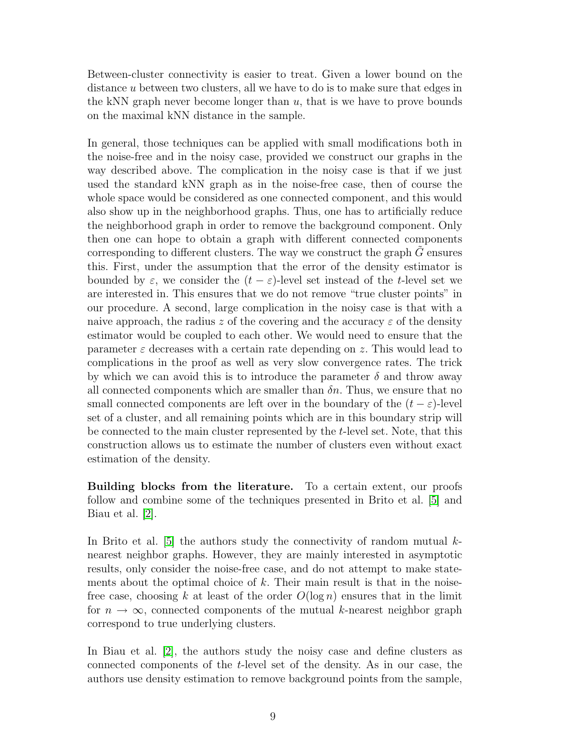Between-cluster connectivity is easier to treat. Given a lower bound on the distance $u$ between two clusters, all we have to do is to make sure that edges in the kNN graph never become longer than $u$, that is we have to prove bounds on the maximal kNN distance in the sample.

In general, those techniques can be applied with small modifications both in the noise-free and in the noisy case, provided we construct our graphs in the way described above. The complication in the noisy case is that if we just used the standard kNN graph as in the noise-free case, then of course the whole space would be considered as one connected component, and this would also show up in the neighborhood graphs. Thus, one has to artificially reduce the neighborhood graph in order to remove the background component. Only then one can hope to obtain a graph with different connected components corresponding to different clusters. The way we construct the graph $\tilde{G}$ ensures this. First, under the assumption that the error of the density estimator is bounded by $\varepsilon$, we consider the $(t - \varepsilon)$-level set instead of the $t$-level set we are interested in. This ensures that we do not remove "true cluster points" in our procedure. A second, large complication in the noisy case is that with a naive approach, the radius $z$ of the covering and the accuracy $\varepsilon$ of the density estimator would be coupled to each other. We would need to ensure that the parameter $\varepsilon$ decreases with a certain rate depending on $z$. This would lead to complications in the proof as well as very slow convergence rates. The trick by which we can avoid this is to introduce the parameter $\delta$ and throw away all connected components which are smaller than $\delta n$. Thus, we ensure that no small connected components are left over in the boundary of the $(t - \varepsilon)$-level set of a cluster, and all remaining points which are in this boundary strip will be connected to the main cluster represented by the $t$-level set. Note, that this construction allows us to estimate the number of clusters even without exact estimation of the density.

**Building blocks from the literature.** To a certain extent, our proofs follow and combine some of the techniques presented in Brito et al. [5] and Biau et al. [2].

In Brito et al. [5] the authors study the connectivity of random mutual $k$-nearest neighbor graphs. However, they are mainly interested in asymptotic results, only consider the noise-free case, and do not attempt to make statements about the optimal choice of $k$. Their main result is that in the noise-free case, choosing $k$ at least of the order $O(\log n)$ ensures that in the limit for $n \to \infty$, connected components of the mutual $k$-nearest neighbor graph correspond to true underlying clusters.

In Biau et al. [2], the authors study the noisy case and define clusters as connected components of the $t$-level set of the density. As in our case, the authors use density estimation to remove background points from the sample,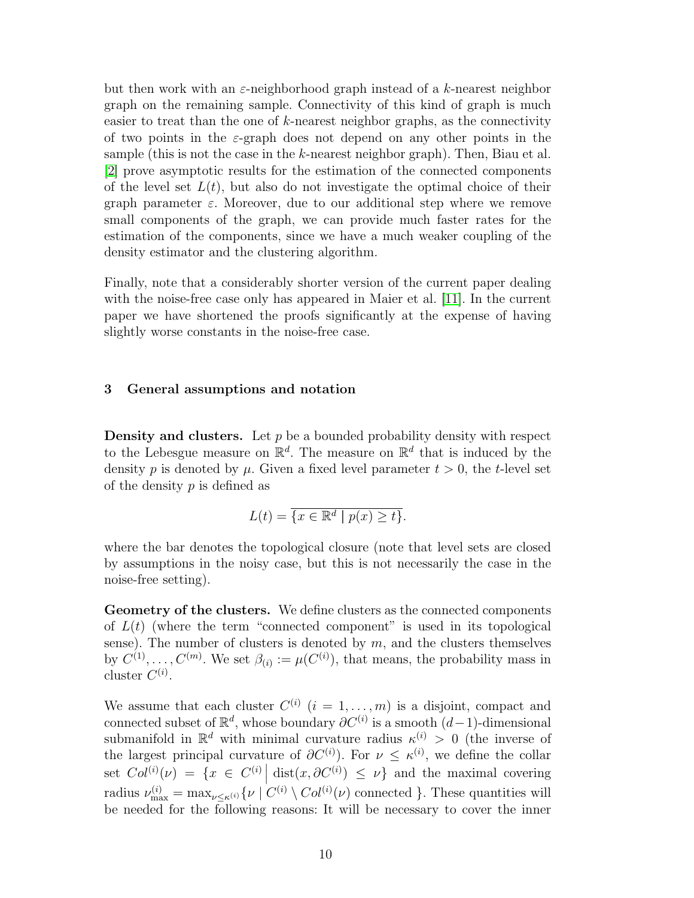but then work with an $\varepsilon$-neighborhood graph instead of a $k$-nearest neighbor graph on the remaining sample. Connectivity of this kind of graph is much easier to treat than the one of $k$-nearest neighbor graphs, as the connectivity of two points in the $\varepsilon$-graph does not depend on any other points in the sample (this is not the case in the $k$-nearest neighbor graph). Then, Biau et al. [2] prove asymptotic results for the estimation of the connected components of the level set $L(t)$, but also do not investigate the optimal choice of their graph parameter $\varepsilon$. Moreover, due to our additional step where we remove small components of the graph, we can provide much faster rates for the estimation of the components, since we have a much weaker coupling of the density estimator and the clustering algorithm.

Finally, note that a considerably shorter version of the current paper dealing with the noise-free case only has appeared in Maier et al. [11]. In the current paper we have shortened the proofs significantly at the expense of having slightly worse constants in the noise-free case.

## 3 General assumptions and notation

**Density and clusters.** Let $p$ be a bounded probability density with respect to the Lebesgue measure on $\mathbb{R}^d$. The measure on $\mathbb{R}^d$ that is induced by the density $p$ is denoted by $\mu$. Given a fixed level parameter $t > 0$, the $t$-level set of the density $p$ is defined as

$$L(t) = \overline{\{x \in \mathbb{R}^d \mid p(x) \geq t\}}.$$

where the bar denotes the topological closure (note that level sets are closed by assumptions in the noisy case, but this is not necessarily the case in the noise-free setting).

**Geometry of the clusters.** We define clusters as the connected components of $L(t)$ (where the term "connected component" is used in its topological sense). The number of clusters is denoted by $m$, and the clusters themselves by $C^{(1)}, \ldots, C^{(m)}$. We set $\beta_{(i)} := \mu(C^{(i)})$, that means, the probability mass in cluster $C^{(i)}$.

We assume that each cluster $C^{(i)}$ ($i = 1, \ldots, m$) is a disjoint, compact and connected subset of $\mathbb{R}^d$, whose boundary $\partial C^{(i)}$ is a smooth $(d-1)$-dimensional submanifold in $\mathbb{R}^d$ with minimal curvature radius $\kappa^{(i)} > 0$ (the inverse of the largest principal curvature of $\partial C^{(i)}$). For $\nu \leq \kappa^{(i)}$, we define the collar set $Col^{(i)}(\nu) = \{x \in C^{(i)} \,\big|\, \text{dist}(x, \partial C^{(i)}) \leq \nu\}$ and the maximal covering radius $\nu^{(i)}_{\max} = \max_{\nu \leq \kappa^{(i)}} \{\nu \mid C^{(i)} \setminus Col^{(i)}(\nu) \text{ connected }\}$. These quantities will be needed for the following reasons: It will be necessary to cover the inner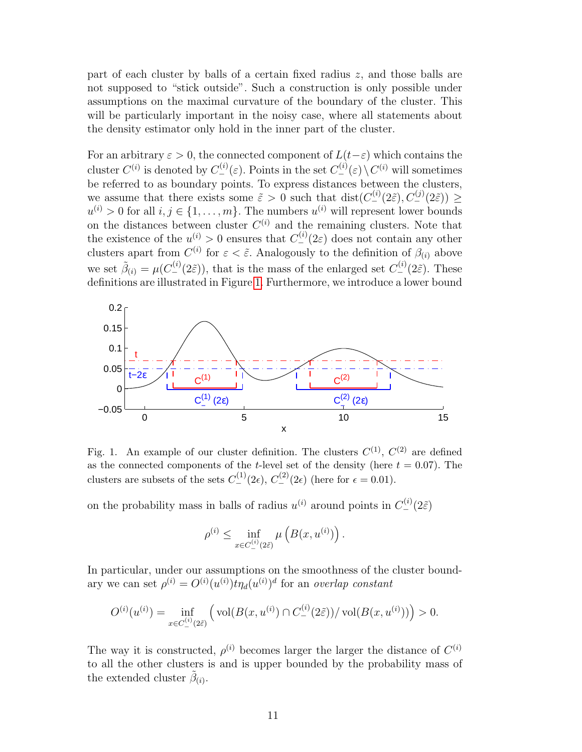part of each cluster by balls of a certain fixed radius $z$, and those balls are not supposed to "stick outside". Such a construction is only possible under assumptions on the maximal curvature of the boundary of the cluster. This will be particularly important in the noisy case, where all statements about the density estimator only hold in the inner part of the cluster.

For an arbitrary $\varepsilon > 0$, the connected component of $L(t-\varepsilon)$ which contains the cluster $C^{(i)}$ is denoted by $C_-^{(i)}(\varepsilon)$. Points in the set $C_-^{(i)}(\varepsilon) \setminus C^{(i)}$ will sometimes be referred to as boundary points. To express distances between the clusters, we assume that there exists some $\tilde{\varepsilon} > 0$ such that $\mathrm{dist}(C_-^{(i)}(2\tilde{\varepsilon}), C_-^{(j)}(2\tilde{\varepsilon})) \geq u^{(i)} > 0$ for all $i, j \in \{1, \ldots, m\}$. The numbers $u^{(i)}$ will represent lower bounds on the distances between cluster $C^{(i)}$ and the remaining clusters. Note that the existence of the $u^{(i)} > 0$ ensures that $C_-^{(i)}(2\varepsilon)$ does not contain any other clusters apart from $C^{(i)}$ for $\varepsilon < \tilde{\varepsilon}$. Analogously to the definition of $\beta_{(i)}$ above we set $\tilde{\beta}_{(i)} = \mu(C_-^{(i)}(2\tilde{\varepsilon}))$, that is the mass of the enlarged set $C_-^{(i)}(2\tilde{\varepsilon})$. These definitions are illustrated in Figure 1. Furthermore, we introduce a lower bound

Fig. 1. An example of our cluster definition. The clusters $C^{(1)}$, $C^{(2)}$ are defined as the connected components of the $t$-level set of the density (here $t = 0.07$). The clusters are subsets of the sets $C_-^{(1)}(2\epsilon)$, $C_-^{(2)}(2\epsilon)$ (here for $\epsilon = 0.01$).

on the probability mass in balls of radius $u^{(i)}$ around points in $C_-^{(i)}(2\tilde{\varepsilon})$

$$\rho^{(i)} \leq \inf_{x \in C_-^{(i)}(2\tilde{\varepsilon})} \mu\left(B(x, u^{(i)})\right).$$

In particular, under our assumptions on the smoothness of the cluster boundary we can set $\rho^{(i)} = O^{(i)}(u^{(i)}) t \eta_d (u^{(i)})^d$ for an *overlap constant*

$$O^{(i)}(u^{(i)}) = \inf_{x \in C_-^{(i)}(2\tilde{\varepsilon})} \left( \mathrm{vol}(B(x, u^{(i)}) \cap C_-^{(i)}(2\tilde{\varepsilon})) / \mathrm{vol}(B(x, u^{(i)})) \right) > 0.$$

The way it is constructed, $\rho^{(i)}$ becomes larger the larger the distance of $C^{(i)}$ to all the other clusters is and is upper bounded by the probability mass of the extended cluster $\tilde{\beta}_{(i)}$.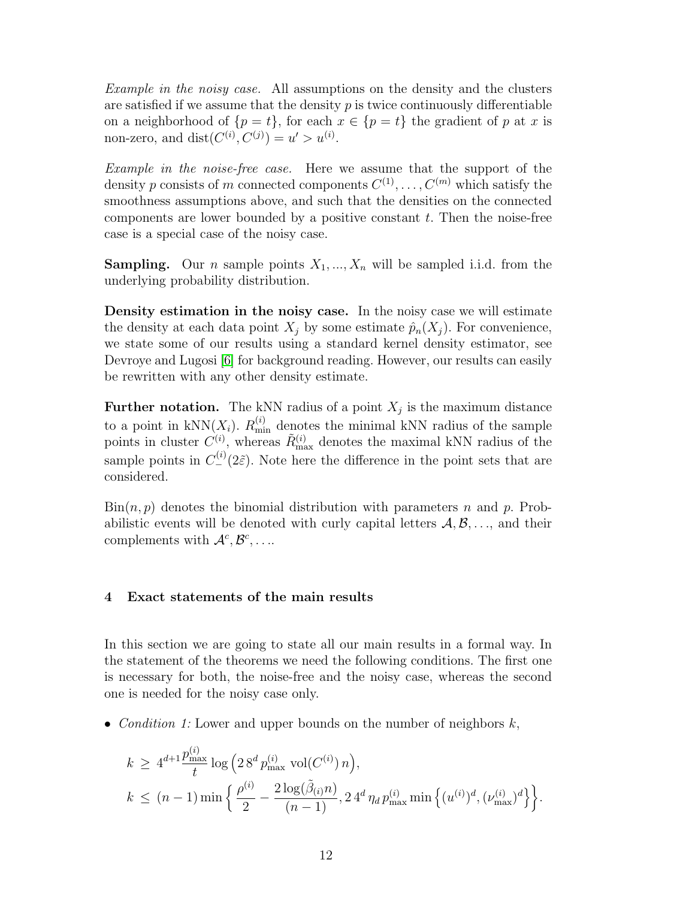*Example in the noisy case.* All assumptions on the density and the clusters are satisfied if we assume that the density $p$ is twice continuously differentiable on a neighborhood of $\{p = t\}$, for each $x \in \{p = t\}$ the gradient of $p$ at $x$ is non-zero, and $\mathrm{dist}(C^{(i)}, C^{(j)}) = u' > u^{(i)}$.

*Example in the noise-free case.* Here we assume that the support of the density $p$ consists of $m$ connected components $C^{(1)}, \ldots, C^{(m)}$ which satisfy the smoothness assumptions above, and such that the densities on the connected components are lower bounded by a positive constant $t$. Then the noise-free case is a special case of the noisy case.

**Sampling.** Our $n$ sample points $X_1, ..., X_n$ will be sampled i.i.d. from the underlying probability distribution.

**Density estimation in the noisy case.** In the noisy case we will estimate the density at each data point $X_j$ by some estimate $\hat{p}_n(X_j)$. For convenience, we state some of our results using a standard kernel density estimator, see Devroye and Lugosi [6] for background reading. However, our results can easily be rewritten with any other density estimate.

**Further notation.** The kNN radius of a point $X_j$ is the maximum distance to a point in $\mathrm{kNN}(X_i)$. $R^{(i)}_{\min}$ denotes the minimal kNN radius of the sample points in cluster $C^{(i)}$, whereas $\tilde{R}^{(i)}_{\max}$ denotes the maximal kNN radius of the sample points in $C^{(i)}_{-}(2\tilde{\varepsilon})$. Note here the difference in the point sets that are considered.

$\mathrm{Bin}(n, p)$ denotes the binomial distribution with parameters $n$ and $p$. Probabilistic events will be denoted with curly capital letters $\mathcal{A}, \mathcal{B}, \ldots$, and their complements with $\mathcal{A}^c, \mathcal{B}^c, \ldots$.

## 4 Exact statements of the main results

In this section we are going to state all our main results in a formal way. In the statement of the theorems we need the following conditions. The first one is necessary for both, the noise-free and the noisy case, whereas the second one is needed for the noisy case only.

- *Condition 1:* Lower and upper bounds on the number of neighbors $k$,

$$
\begin{aligned}
k \;&\geq\; 4^{d+1} \frac{p^{(i)}_{\max}}{t} \log\left(2\, 8^d\, p^{(i)}_{\max}\, \mathrm{vol}(C^{(i)})\, n\right), \\
k \;&\leq\; (n-1) \min\left\{ \frac{\rho^{(i)}}{2} - \frac{2\log(\tilde{\beta}_{(i)} n)}{(n-1)}, 2\, 4^d\, \eta_d\, p^{(i)}_{\max} \min\left\{ (u^{(i)})^d, (\nu^{(i)}_{\max})^d \right\} \right\}.
\end{aligned}
$$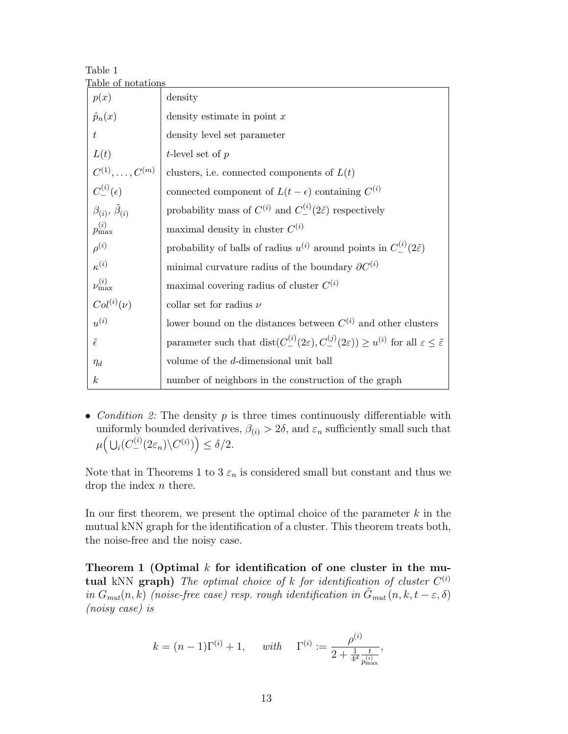Table 1
Table of notations

| | |
|---|---|
| $p(x)$ | density |
| $\hat{p}_n(x)$ | density estimate in point $x$ |
| $t$ | density level set parameter |
| $L(t)$ | $t$-level set of $p$ |
| $C^{(1)}, \dots, C^{(m)}$ | clusters, i.e. connected components of $L(t)$ |
| $C_-^{(i)}(\epsilon)$ | connected component of $L(t-\epsilon)$ containing $C^{(i)}$ |
| $\beta_{(i)}$, $\tilde{\beta}_{(i)}$ | probability mass of $C^{(i)}$ and $C_-^{(i)}(2\tilde{\varepsilon})$ respectively |
| $p_{\max}^{(i)}$ | maximal density in cluster $C^{(i)}$ |
| $\rho^{(i)}$ | probability of balls of radius $u^{(i)}$ around points in $C_-^{(i)}(2\tilde{\varepsilon})$ |
| $\kappa^{(i)}$ | minimal curvature radius of the boundary $\partial C^{(i)}$ |
| $\nu_{\max}^{(i)}$ | maximal covering radius of cluster $C^{(i)}$ |
| $Col^{(i)}(\nu)$ | collar set for radius $\nu$ |
| $u^{(i)}$ | lower bound on the distances between $C^{(i)}$ and other clusters |
| $\tilde{\epsilon}$ | parameter such that $\text{dist}(C_-^{(i)}(2\varepsilon), C_-^{(j)}(2\varepsilon)) \geq u^{(i)}$ for all $\varepsilon \leq \tilde{\varepsilon}$ |
| $\eta_d$ | volume of the $d$-dimensional unit ball |
| $k$ | number of neighbors in the construction of the graph |

- *Condition 2:* The density $p$ is three times continuously differentiable with uniformly bounded derivatives, $\beta_{(i)} > 2\delta$, and $\varepsilon_n$ sufficiently small such that $\mu\Big(\bigcup_i (C_-^{(i)}(2\varepsilon_n) \backslash C^{(i)})\Big) \leq \delta/2$.

Note that in Theorems 1 to 3 $\varepsilon_n$ is considered small but constant and thus we drop the index $n$ there.

In our first theorem, we present the optimal choice of the parameter $k$ in the mutual kNN graph for the identification of a cluster. This theorem treats both, the noise-free and the noisy case.

**Theorem 1 (Optimal $k$ for identification of one cluster in the mutual kNN graph)** *The optimal choice of $k$ for identification of cluster $C^{(i)}$ in $G_{mut}(n,k)$ (noise-free case) resp. rough identification in $\tilde{G}_{mut}(n,k,t-\varepsilon,\delta)$ (noisy case) is*

$$k = (n-1)\Gamma^{(i)} + 1, \qquad with \quad \Gamma^{(i)} := \frac{\rho^{(i)}}{2 + \frac{1}{4^d}\frac{t}{p_{\max}^{(i)}}},$$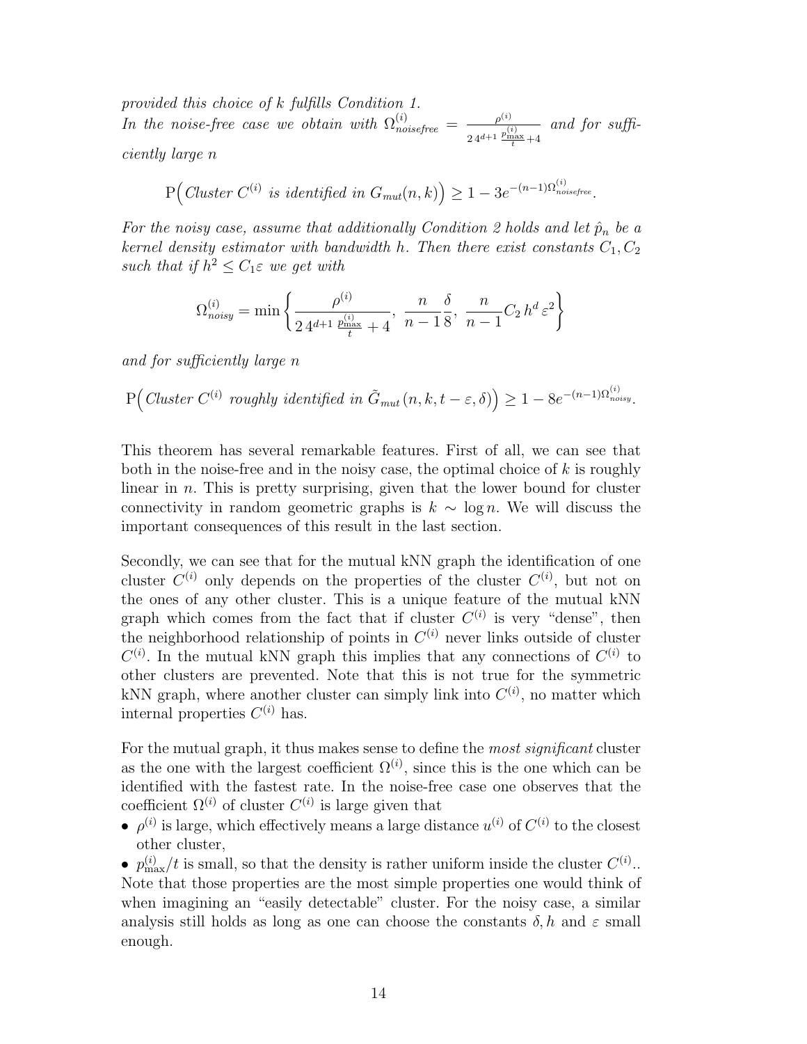*provided this choice of k fulfills Condition 1.*
*In the noise-free case we obtain with* $\Omega^{(i)}_{noisefree} = \frac{\rho^{(i)}}{2\,4^{d+1}\,\frac{p^{(i)}_{\max}}{t}+4}$ *and for sufficiently large n*

$$\mathrm{P}\Big( \textit{Cluster } C^{(i)} \textit{ is identified in } G_{mut}(n,k)\Big) \geq 1 - 3e^{-(n-1)\Omega^{(i)}_{noisefree}}.$$

*For the noisy case, assume that additionally Condition 2 holds and let* $\hat{p}_n$ *be a kernel density estimator with bandwidth h. Then there exist constants* $C_1, C_2$ *such that if* $h^2 \leq C_1 \varepsilon$ *we get with*

$$\Omega^{(i)}_{noisy} = \min\left\{ \frac{\rho^{(i)}}{2\,4^{d+1}\,\frac{p^{(i)}_{\max}}{t}+4},\ \frac{n}{n-1}\frac{\delta}{8},\ \frac{n}{n-1} C_2\, h^d\, \varepsilon^2 \right\}$$

*and for sufficiently large n*

$$\mathrm{P}\Big( \textit{Cluster } C^{(i)} \textit{ roughly identified in } \tilde{G}_{mut}(n,k,t-\varepsilon,\delta)\Big) \geq 1 - 8e^{-(n-1)\Omega^{(i)}_{noisy}}.$$

This theorem has several remarkable features. First of all, we can see that both in the noise-free and in the noisy case, the optimal choice of $k$ is roughly linear in $n$. This is pretty surprising, given that the lower bound for cluster connectivity in random geometric graphs is $k \sim \log n$. We will discuss the important consequences of this result in the last section.

Secondly, we can see that for the mutual kNN graph the identification of one cluster $C^{(i)}$ only depends on the properties of the cluster $C^{(i)}$, but not on the ones of any other cluster. This is a unique feature of the mutual kNN graph which comes from the fact that if cluster $C^{(i)}$ is very "dense", then the neighborhood relationship of points in $C^{(i)}$ never links outside of cluster $C^{(i)}$. In the mutual kNN graph this implies that any connections of $C^{(i)}$ to other clusters are prevented. Note that this is not true for the symmetric kNN graph, where another cluster can simply link into $C^{(i)}$, no matter which internal properties $C^{(i)}$ has.

For the mutual graph, it thus makes sense to define the *most significant* cluster as the one with the largest coefficient $\Omega^{(i)}$, since this is the one which can be identified with the fastest rate. In the noise-free case one observes that the coefficient $\Omega^{(i)}$ of cluster $C^{(i)}$ is large given that

- $\rho^{(i)}$ is large, which effectively means a large distance $u^{(i)}$ of $C^{(i)}$ to the closest other cluster,
- $p^{(i)}_{\max}/t$ is small, so that the density is rather uniform inside the cluster $C^{(i)}$..

Note that those properties are the most simple properties one would think of when imagining an "easily detectable" cluster. For the noisy case, a similar analysis still holds as long as one can choose the constants $\delta, h$ and $\varepsilon$ small enough.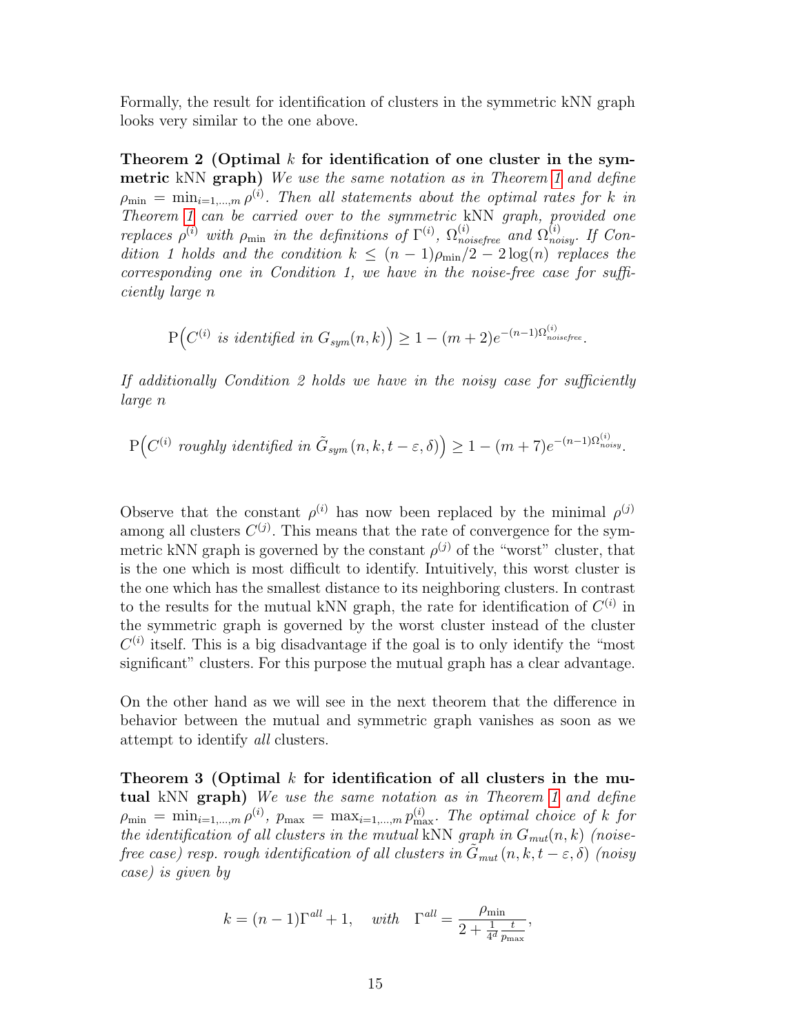Formally, the result for identification of clusters in the symmetric kNN graph looks very similar to the one above.

**Theorem 2 (Optimal $k$ for identification of one cluster in the symmetric kNN graph)** *We use the same notation as in Theorem 1 and define $\rho_{\min} = \min_{i=1,\dots,m} \rho^{(i)}$. Then all statements about the optimal rates for $k$ in Theorem 1 can be carried over to the symmetric kNN graph, provided one replaces $\rho^{(i)}$ with $\rho_{\min}$ in the definitions of $\Gamma^{(i)}$, $\Omega^{(i)}_{noisefree}$ and $\Omega^{(i)}_{noisy}$. If Condition 1 holds and the condition $k \leq (n-1)\rho_{\min}/2 - 2\log(n)$ replaces the corresponding one in Condition 1, we have in the noise-free case for sufficiently large $n$*

$$\mathrm{P}\Big(C^{(i)} \text{ is identified in } G_{sym}(n,k)\Big) \geq 1 - (m+2)e^{-(n-1)\Omega^{(i)}_{noisefree}}.$$

*If additionally Condition 2 holds we have in the noisy case for sufficiently large $n$*

$$\mathrm{P}\Big(C^{(i)} \text{ roughly identified in } \tilde{G}_{sym}(n,k,t-\varepsilon,\delta)\Big) \geq 1 - (m+7)e^{-(n-1)\Omega^{(i)}_{noisy}}.$$

Observe that the constant $\rho^{(i)}$ has now been replaced by the minimal $\rho^{(j)}$ among all clusters $C^{(j)}$. This means that the rate of convergence for the symmetric kNN graph is governed by the constant $\rho^{(j)}$ of the "worst" cluster, that is the one which is most difficult to identify. Intuitively, this worst cluster is the one which has the smallest distance to its neighboring clusters. In contrast to the results for the mutual kNN graph, the rate for identification of $C^{(i)}$ in the symmetric graph is governed by the worst cluster instead of the cluster $C^{(i)}$ itself. This is a big disadvantage if the goal is to only identify the "most significant" clusters. For this purpose the mutual graph has a clear advantage.

On the other hand as we will see in the next theorem that the difference in behavior between the mutual and symmetric graph vanishes as soon as we attempt to identify *all* clusters.

**Theorem 3 (Optimal $k$ for identification of all clusters in the mutual kNN graph)** *We use the same notation as in Theorem 1 and define $\rho_{\min} = \min_{i=1,\dots,m} \rho^{(i)}$, $p_{\max} = \max_{i=1,\dots,m} p^{(i)}_{\max}$. The optimal choice of $k$ for the identification of all clusters in the mutual kNN graph in $G_{mut}(n,k)$ (noise-free case) resp. rough identification of all clusters in $\tilde{G}_{mut}(n,k,t-\varepsilon,\delta)$ (noisy case) is given by*

$$k = (n-1)\Gamma^{all} + 1, \quad \text{with} \quad \Gamma^{all} = \frac{\rho_{\min}}{2 + \frac{1}{4^d}\frac{t}{p_{\max}}},$$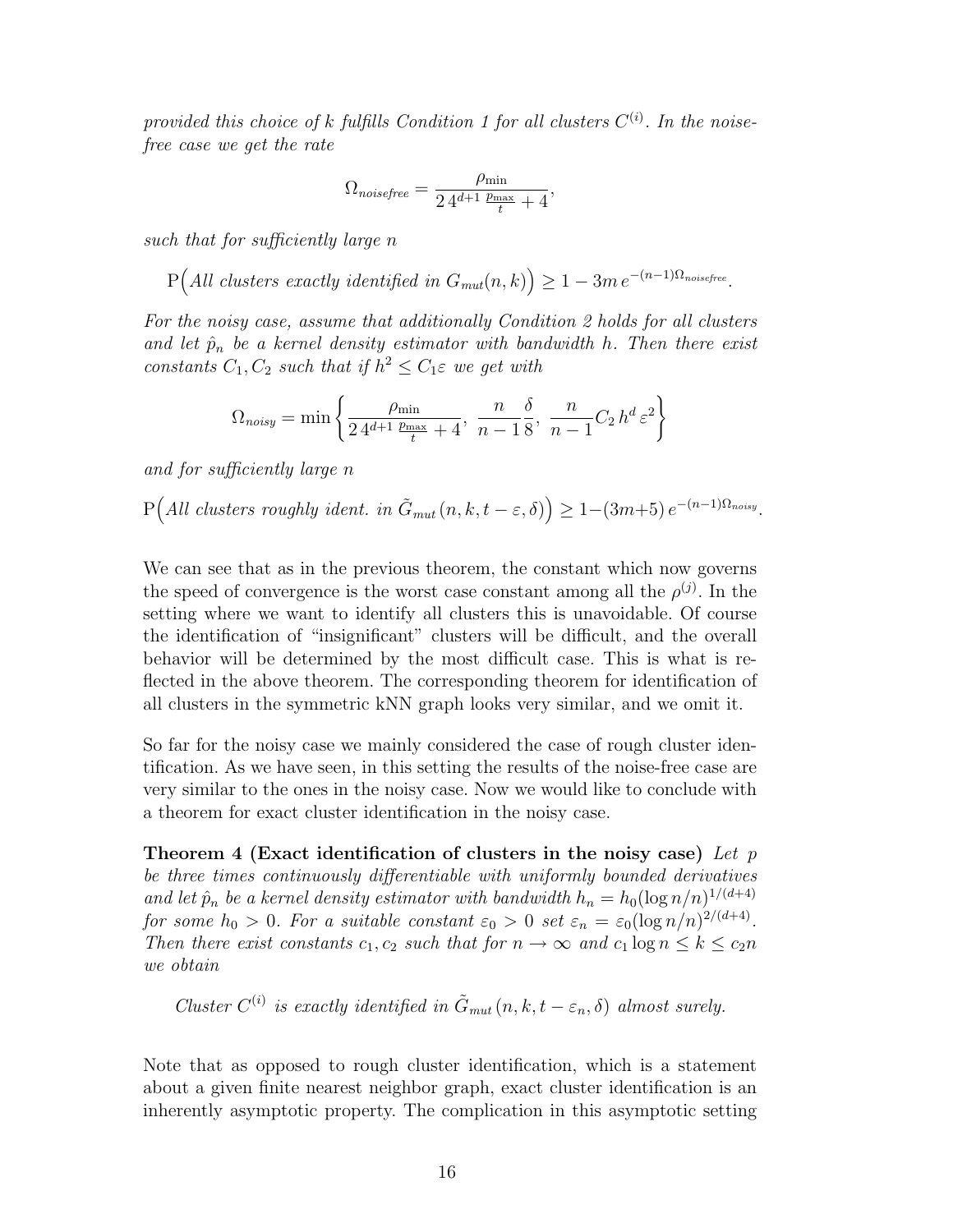*provided this choice of $k$ fulfills Condition 1 for all clusters $C^{(i)}$. In the noise-free case we get the rate*

$$\Omega_{noisefree} = \frac{\rho_{\min}}{2\,4^{d+1}\,\frac{p_{\max}}{t} + 4},$$

*such that for sufficiently large $n$*

$$\mathrm{P}\Big(\textit{All clusters exactly identified in } G_{mut}(n,k)\Big) \geq 1 - 3m\, e^{-(n-1)\Omega_{noisefree}}.$$

*For the noisy case, assume that additionally Condition 2 holds for all clusters and let $\hat{p}_n$ be a kernel density estimator with bandwidth $h$. Then there exist constants $C_1, C_2$ such that if $h^2 \leq C_1 \varepsilon$ we get with*

$$\Omega_{noisy} = \min\left\{\frac{\rho_{\min}}{2\,4^{d+1}\,\frac{p_{\max}}{t} + 4},\; \frac{n}{n-1}\frac{\delta}{8},\; \frac{n}{n-1} C_2\, h^d\, \varepsilon^2\right\}$$

*and for sufficiently large $n$*

$$\mathrm{P}\Big(\textit{All clusters roughly ident. in } \tilde{G}_{mut}(n,k,t-\varepsilon,\delta)\Big) \geq 1 - (3m+5)\, e^{-(n-1)\Omega_{noisy}}.$$

We can see that as in the previous theorem, the constant which now governs the speed of convergence is the worst case constant among all the $\rho^{(j)}$. In the setting where we want to identify all clusters this is unavoidable. Of course the identification of "insignificant" clusters will be difficult, and the overall behavior will be determined by the most difficult case. This is what is reflected in the above theorem. The corresponding theorem for identification of all clusters in the symmetric kNN graph looks very similar, and we omit it.

So far for the noisy case we mainly considered the case of rough cluster identification. As we have seen, in this setting the results of the noise-free case are very similar to the ones in the noisy case. Now we would like to conclude with a theorem for exact cluster identification in the noisy case.

**Theorem 4 (Exact identification of clusters in the noisy case)** *Let $p$ be three times continuously differentiable with uniformly bounded derivatives and let $\hat{p}_n$ be a kernel density estimator with bandwidth $h_n = h_0(\log n/n)^{1/(d+4)}$ for some $h_0 > 0$. For a suitable constant $\varepsilon_0 > 0$ set $\varepsilon_n = \varepsilon_0(\log n/n)^{2/(d+4)}$. Then there exist constants $c_1, c_2$ such that for $n \to \infty$ and $c_1 \log n \leq k \leq c_2 n$ we obtain*

*Cluster $C^{(i)}$ is exactly identified in $\tilde{G}_{mut}(n,k,t-\varepsilon_n,\delta)$ almost surely.*

Note that as opposed to rough cluster identification, which is a statement about a given finite nearest neighbor graph, exact cluster identification is an inherently asymptotic property. The complication in this asymptotic setting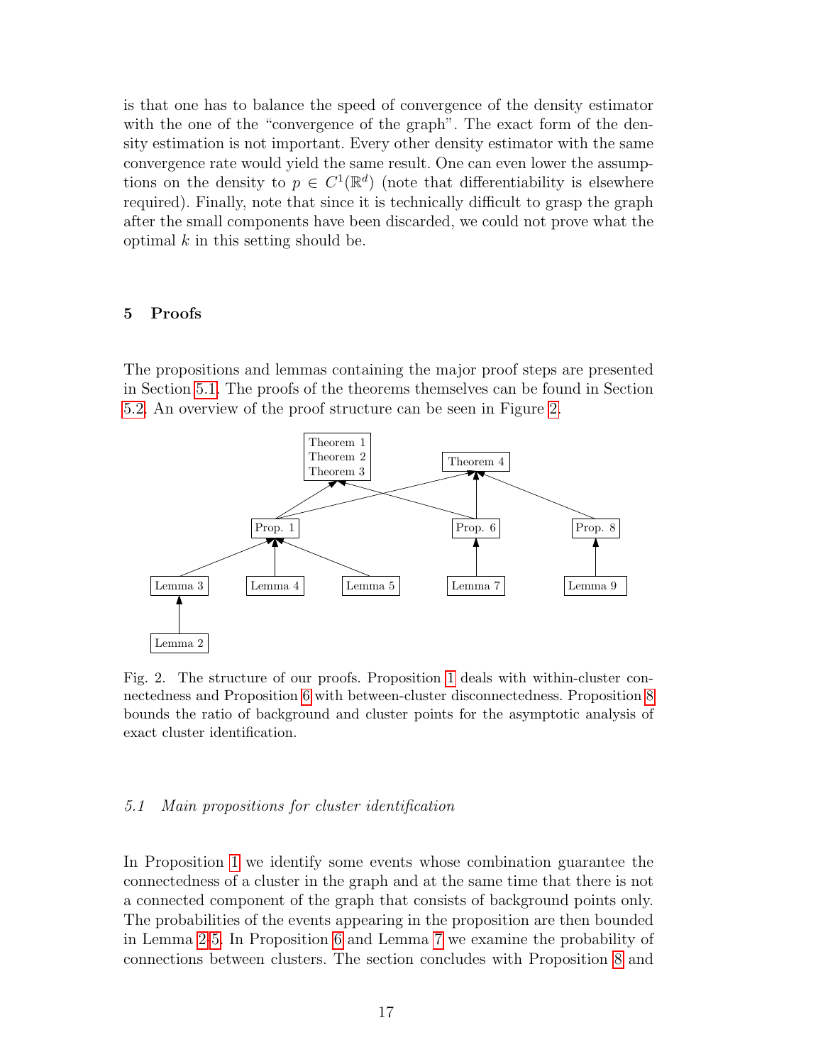is that one has to balance the speed of convergence of the density estimator with the one of the "convergence of the graph". The exact form of the density estimation is not important. Every other density estimator with the same convergence rate would yield the same result. One can even lower the assumptions on the density to $p \in C^1(\mathbb{R}^d)$ (note that differentiability is elsewhere required). Finally, note that since it is technically difficult to grasp the graph after the small components have been discarded, we could not prove what the optimal $k$ in this setting should be.

## 5 Proofs

The propositions and lemmas containing the major proof steps are presented in Section 5.1. The proofs of the theorems themselves can be found in Section 5.2. An overview of the proof structure can be seen in Figure 2.

```
Theorem 1
Theorem 2                 Theorem 4
Theorem 3

Prop. 1            Prop. 6          Prop. 8

Lemma 3   Lemma 4   Lemma 5    Lemma 7          Lemma 9

Lemma 2
```

Fig. 2. The structure of our proofs. Proposition 1 deals with within-cluster connectedness and Proposition 6 with between-cluster disconnectedness. Proposition 8 bounds the ratio of background and cluster points for the asymptotic analysis of exact cluster identification.

### 5.1 *Main propositions for cluster identification*

In Proposition 1 we identify some events whose combination guarantee the connectedness of a cluster in the graph and at the same time that there is not a connected component of the graph that consists of background points only. The probabilities of the events appearing in the proposition are then bounded in Lemma 2-5. In Proposition 6 and Lemma 7 we examine the probability of connections between clusters. The section concludes with Proposition 8 and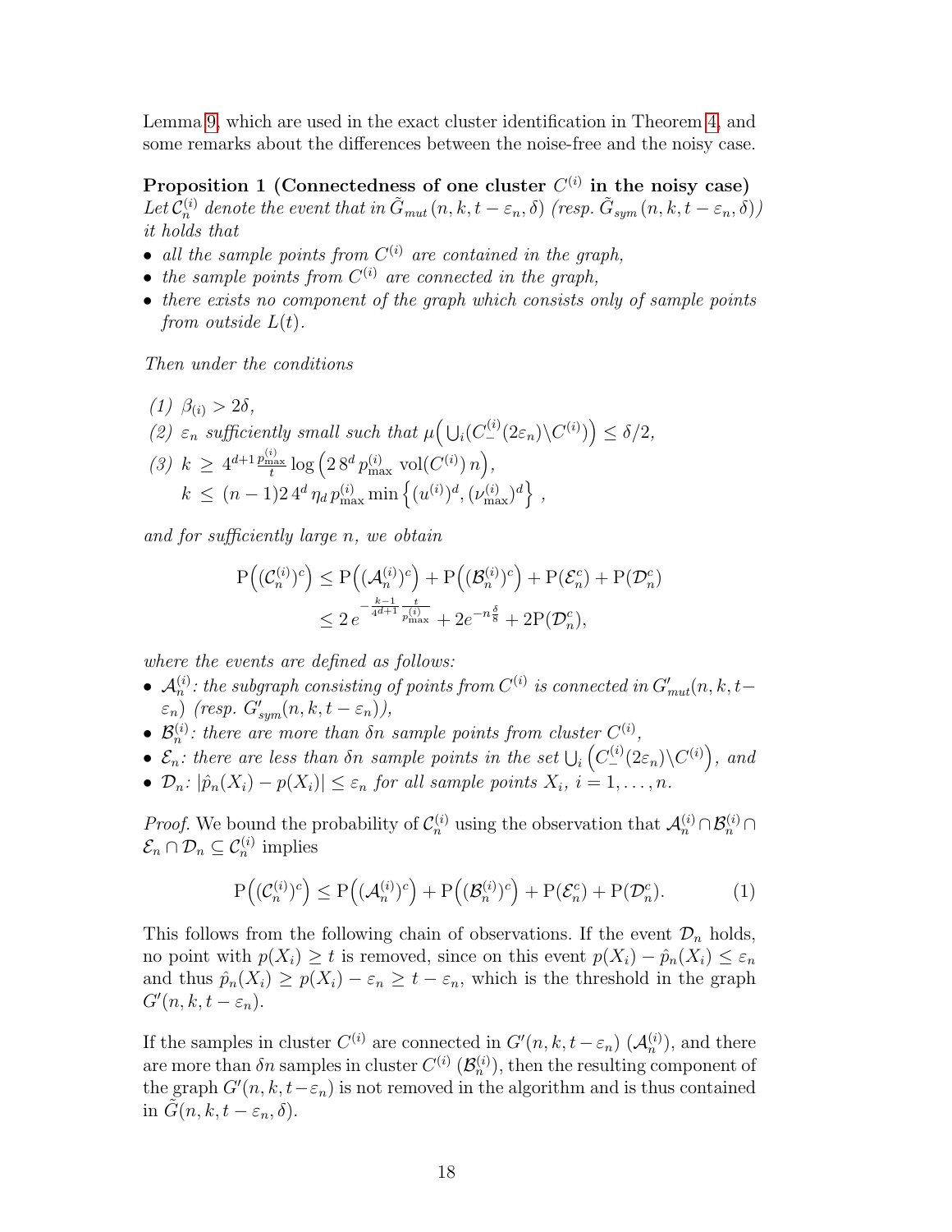Lemma 9, which are used in the exact cluster identification in Theorem 4, and some remarks about the differences between the noise-free and the noisy case.

**Proposition 1 (Connectedness of one cluster $C^{(i)}$ in the noisy case)** *Let $\mathcal{C}_n^{(i)}$ denote the event that in $\tilde{G}_{mut}(n,k,t-\varepsilon_n,\delta)$ (resp. $\tilde{G}_{sym}(n,k,t-\varepsilon_n,\delta)$) it holds that*

- *all the sample points from $C^{(i)}$ are contained in the graph,*
- *the sample points from $C^{(i)}$ are connected in the graph,*
- *there exists no component of the graph which consists only of sample points from outside $L(t)$.*

*Then under the conditions*

*(1) $\beta_{(i)} > 2\delta$,*
*(2) $\varepsilon_n$ sufficiently small such that $\mu\Big(\bigcup_i (C_-^{(i)}(2\varepsilon_n)\backslash C^{(i)})\Big) \le \delta/2$,*
*(3) $k \ge 4^{d+1}\frac{p^{(i)}_{\max}}{t}\log\Big(2\,8^d\,p^{(i)}_{\max}\,\mathrm{vol}(C^{(i)})\,n\Big)$,*
*$k \le (n-1)2\,4^d\,\eta_d\,p^{(i)}_{\max}\min\Big\{(u^{(i)})^d, (\nu^{(i)}_{\max})^d\Big\}$ ,*

*and for sufficiently large $n$, we obtain*

$$\mathrm{P}\Big((\mathcal{C}_n^{(i)})^c\Big) \le \mathrm{P}\Big((\mathcal{A}_n^{(i)})^c\Big) + \mathrm{P}\Big((\mathcal{B}_n^{(i)})^c\Big) + \mathrm{P}(\mathcal{E}_n^c) + \mathrm{P}(\mathcal{D}_n^c)$$
$$\le 2\,e^{-\frac{k-1}{4^{d+1}}\frac{t}{p^{(i)}_{\max}}} + 2e^{-n\frac{\delta}{8}} + 2\mathrm{P}(\mathcal{D}_n^c),$$

*where the events are defined as follows:*

- *$\mathcal{A}_n^{(i)}$: the subgraph consisting of points from $C^{(i)}$ is connected in $G'_{mut}(n,k,t-\varepsilon_n)$ (resp. $G'_{sym}(n,k,t-\varepsilon_n)$),*
- *$\mathcal{B}_n^{(i)}$: there are more than $\delta n$ sample points from cluster $C^{(i)}$,*
- *$\mathcal{E}_n$: there are less than $\delta n$ sample points in the set $\bigcup_i \Big(C_-^{(i)}(2\varepsilon_n)\backslash C^{(i)}\Big)$, and*
- *$\mathcal{D}_n$: $|\hat{p}_n(X_i) - p(X_i)| \le \varepsilon_n$ for all sample points $X_i$, $i=1,\ldots,n$.*

*Proof.* We bound the probability of $\mathcal{C}_n^{(i)}$ using the observation that $\mathcal{A}_n^{(i)} \cap \mathcal{B}_n^{(i)} \cap \mathcal{E}_n \cap \mathcal{D}_n \subseteq \mathcal{C}_n^{(i)}$ implies

$$\mathrm{P}\Big((\mathcal{C}_n^{(i)})^c\Big) \le \mathrm{P}\Big((\mathcal{A}_n^{(i)})^c\Big) + \mathrm{P}\Big((\mathcal{B}_n^{(i)})^c\Big) + \mathrm{P}(\mathcal{E}_n^c) + \mathrm{P}(\mathcal{D}_n^c). \tag{1}$$

This follows from the following chain of observations. If the event $\mathcal{D}_n$ holds, no point with $p(X_i) \ge t$ is removed, since on this event $p(X_i) - \hat{p}_n(X_i) \le \varepsilon_n$ and thus $\hat{p}_n(X_i) \ge p(X_i) - \varepsilon_n \ge t - \varepsilon_n$, which is the threshold in the graph $G'(n,k,t-\varepsilon_n)$.

If the samples in cluster $C^{(i)}$ are connected in $G'(n,k,t-\varepsilon_n)$ ($\mathcal{A}_n^{(i)}$), and there are more than $\delta n$ samples in cluster $C^{(i)}$ ($\mathcal{B}_n^{(i)}$), then the resulting component of the graph $G'(n,k,t-\varepsilon_n)$ is not removed in the algorithm and is thus contained in $\tilde{G}(n,k,t-\varepsilon_n,\delta)$.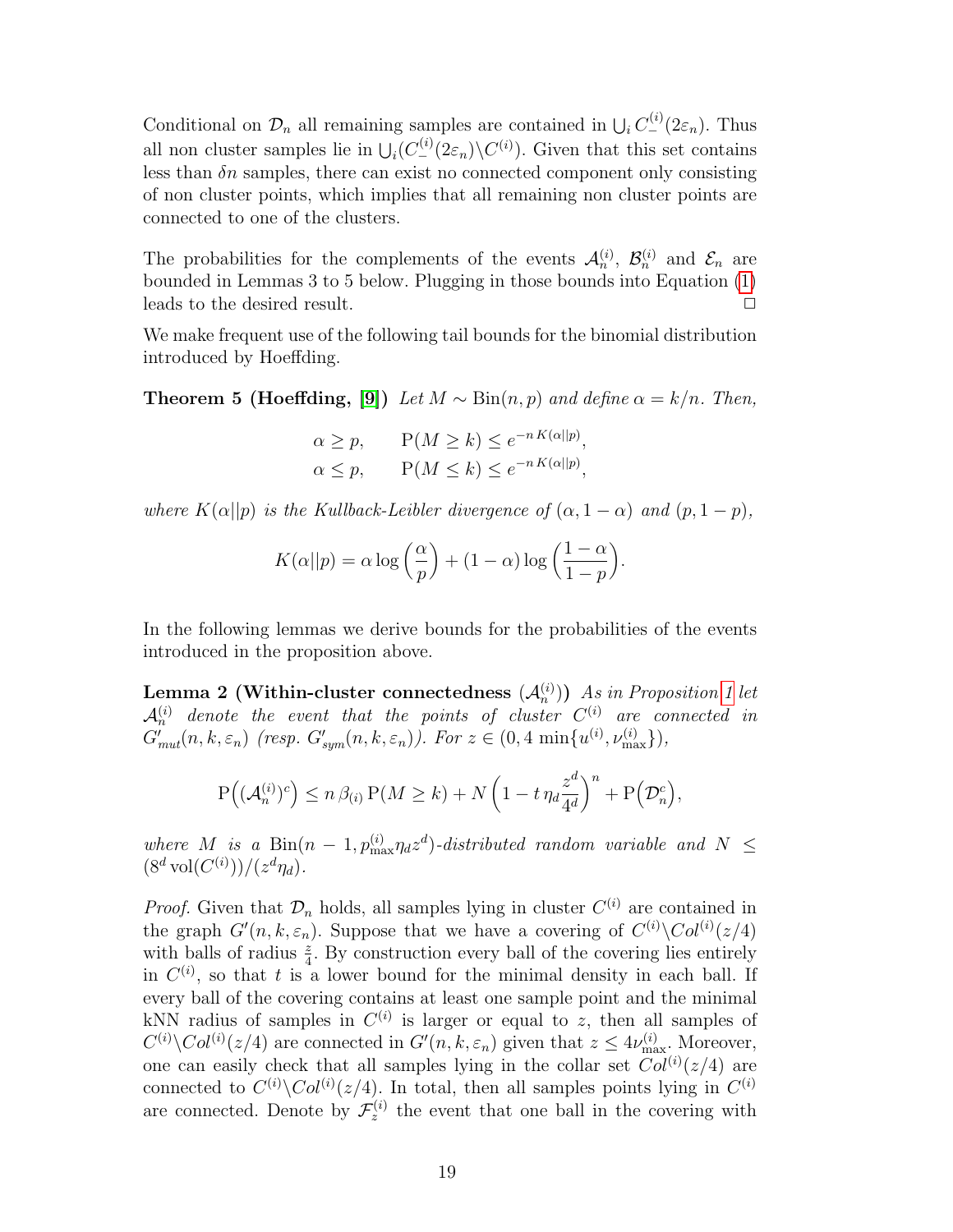Conditional on $\mathcal{D}_n$ all remaining samples are contained in $\bigcup_i C_-^{(i)}(2\varepsilon_n)$. Thus all non cluster samples lie in $\bigcup_i(C_-^{(i)}(2\varepsilon_n)\backslash C^{(i)})$. Given that this set contains less than $\delta n$ samples, there can exist no connected component only consisting of non cluster points, which implies that all remaining non cluster points are connected to one of the clusters.

The probabilities for the complements of the events $\mathcal{A}_n^{(i)}$, $\mathcal{B}_n^{(i)}$ and $\mathcal{E}_n$ are bounded in Lemmas 3 to 5 below. Plugging in those bounds into Equation (1) leads to the desired result. □

We make frequent use of the following tail bounds for the binomial distribution introduced by Hoeffding.

**Theorem 5 (Hoeffding, [9])** *Let $M \sim \mathrm{Bin}(n,p)$ and define $\alpha = k/n$. Then,*

$$\alpha \geq p, \qquad \mathrm{P}(M \geq k) \leq e^{-n\,K(\alpha||p)},$$
$$\alpha \leq p, \qquad \mathrm{P}(M \leq k) \leq e^{-n\,K(\alpha||p)},$$

*where $K(\alpha||p)$ is the Kullback-Leibler divergence of $(\alpha, 1-\alpha)$ and $(p, 1-p)$,*

$$K(\alpha||p) = \alpha \log\left(\frac{\alpha}{p}\right) + (1-\alpha)\log\left(\frac{1-\alpha}{1-p}\right).$$

In the following lemmas we derive bounds for the probabilities of the events introduced in the proposition above.

**Lemma 2 (Within-cluster connectedness ($\mathcal{A}_n^{(i)}$))** *As in Proposition 1 let $\mathcal{A}_n^{(i)}$ denote the event that the points of cluster $C^{(i)}$ are connected in $G'_{mut}(n,k,\varepsilon_n)$ (resp. $G'_{sym}(n,k,\varepsilon_n)$). For $z \in (0, 4\min\{u^{(i)}, \nu_{\max}^{(i)}\})$,*

$$\mathrm{P}\Big((\mathcal{A}_n^{(i)})^c\Big) \leq n\,\beta_{(i)}\,\mathrm{P}(M \geq k) + N\left(1 - t\,\eta_d \frac{z^d}{4^d}\right)^n + \mathrm{P}\Big(\mathcal{D}_n^c\Big),$$

*where $M$ is a $\mathrm{Bin}(n-1, p_{\max}^{(i)}\eta_d z^d)$-distributed random variable and $N \leq (8^d \operatorname{vol}(C^{(i)}))/(z^d\eta_d)$.*

*Proof.* Given that $\mathcal{D}_n$ holds, all samples lying in cluster $C^{(i)}$ are contained in the graph $G'(n,k,\varepsilon_n)$. Suppose that we have a covering of $C^{(i)}\backslash Col^{(i)}(z/4)$ with balls of radius $\frac{z}{4}$. By construction every ball of the covering lies entirely in $C^{(i)}$, so that $t$ is a lower bound for the minimal density in each ball. If every ball of the covering contains at least one sample point and the minimal kNN radius of samples in $C^{(i)}$ is larger or equal to $z$, then all samples of $C^{(i)}\backslash Col^{(i)}(z/4)$ are connected in $G'(n,k,\varepsilon_n)$ given that $z \leq 4\nu_{\max}^{(i)}$. Moreover, one can easily check that all samples lying in the collar set $Col^{(i)}(z/4)$ are connected to $C^{(i)}\backslash Col^{(i)}(z/4)$. In total, then all samples points lying in $C^{(i)}$ are connected. Denote by $\mathcal{F}_z^{(i)}$ the event that one ball in the covering with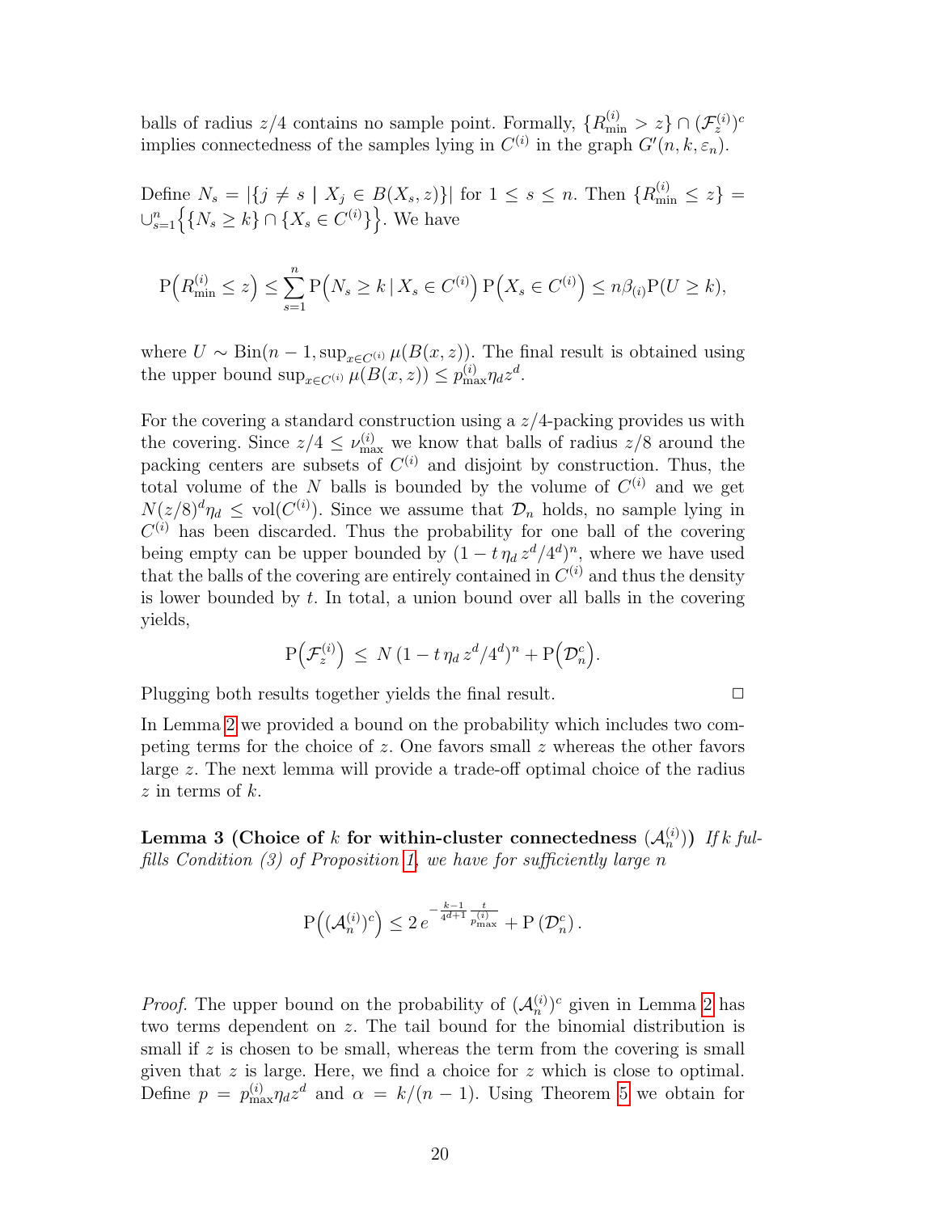balls of radius $z/4$ contains no sample point. Formally, $\{R^{(i)}_{\min} > z\} \cap (\mathcal{F}^{(i)}_z)^c$ implies connectedness of the samples lying in $C^{(i)}$ in the graph $G'(n, k, \varepsilon_n)$.

Define $N_s = |\{j \neq s \mid X_j \in B(X_s, z)\}|$ for $1 \leq s \leq n$. Then $\{R^{(i)}_{\min} \leq z\} = \cup_{s=1}^n \Big\{\{N_s \geq k\} \cap \{X_s \in C^{(i)}\}\Big\}$. We have

$$\mathrm{P}\Big(R^{(i)}_{\min} \leq z\Big) \leq \sum_{s=1}^n \mathrm{P}\Big(N_s \geq k \,|\, X_s \in C^{(i)}\Big)\, \mathrm{P}\Big(X_s \in C^{(i)}\Big) \leq n\beta_{(i)} \mathrm{P}(U \geq k),$$

where $U \sim \mathrm{Bin}(n-1, \sup_{x \in C^{(i)}} \mu(B(x, z))$. The final result is obtained using the upper bound $\sup_{x \in C^{(i)}} \mu(B(x, z)) \leq p^{(i)}_{\max} \eta_d z^d$.

For the covering a standard construction using a $z/4$-packing provides us with the covering. Since $z/4 \leq \nu^{(i)}_{\max}$ we know that balls of radius $z/8$ around the packing centers are subsets of $C^{(i)}$ and disjoint by construction. Thus, the total volume of the $N$ balls is bounded by the volume of $C^{(i)}$ and we get $N(z/8)^d \eta_d \leq \mathrm{vol}(C^{(i)})$. Since we assume that $\mathcal{D}_n$ holds, no sample lying in $C^{(i)}$ has been discarded. Thus the probability for one ball of the covering being empty can be upper bounded by $(1 - t\,\eta_d\, z^d/4^d)^n$, where we have used that the balls of the covering are entirely contained in $C^{(i)}$ and thus the density is lower bounded by $t$. In total, a union bound over all balls in the covering yields,

$$\mathrm{P}\Big(\mathcal{F}^{(i)}_z\Big) \;\leq\; N\,(1 - t\,\eta_d\, z^d/4^d)^n + \mathrm{P}\Big(\mathcal{D}_n^c\Big).$$

Plugging both results together yields the final result. $\square$

In Lemma 2 we provided a bound on the probability which includes two competing terms for the choice of $z$. One favors small $z$ whereas the other favors large $z$. The next lemma will provide a trade-off optimal choice of the radius $z$ in terms of $k$.

**Lemma 3 (Choice of $k$ for within-cluster connectedness ($\mathcal{A}^{(i)}_n$))** *If $k$ fulfills Condition (3) of Proposition 1, we have for sufficiently large $n$*

$$\mathrm{P}\Big((\mathcal{A}^{(i)}_n)^c\Big) \leq 2\, e^{-\frac{k-1}{4^{d+1}} \frac{t}{p^{(i)}_{\max}}} + \mathrm{P}\left(\mathcal{D}_n^c\right).$$

*Proof.* The upper bound on the probability of $(\mathcal{A}^{(i)}_n)^c$ given in Lemma 2 has two terms dependent on $z$. The tail bound for the binomial distribution is small if $z$ is chosen to be small, whereas the term from the covering is small given that $z$ is large. Here, we find a choice for $z$ which is close to optimal. Define $p = p^{(i)}_{\max} \eta_d z^d$ and $\alpha = k/(n-1)$. Using Theorem 5 we obtain for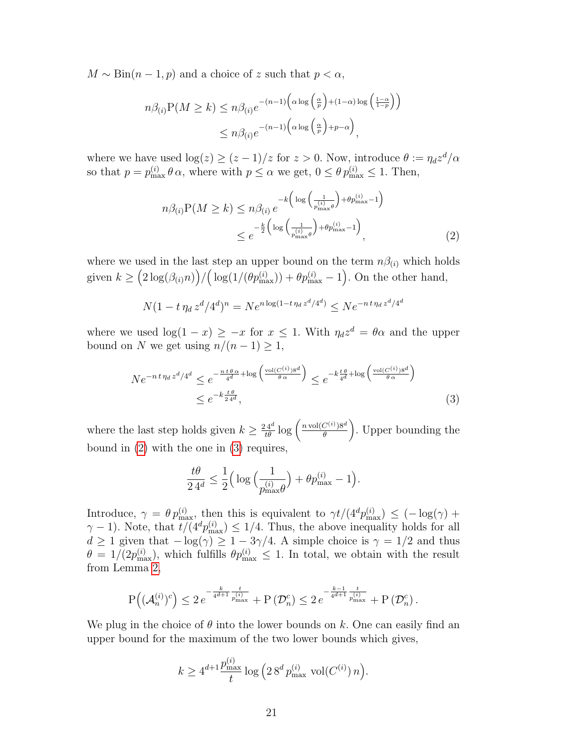$M \sim \mathrm{Bin}(n-1, p)$ and a choice of $z$ such that $p < \alpha$,

$$
\begin{aligned}
n\beta_{(i)} \mathrm{P}(M \geq k) &\leq n\beta_{(i)} e^{-(n-1)\left(\alpha \log\left(\frac{\alpha}{p}\right) + (1-\alpha)\log\left(\frac{1-\alpha}{1-p}\right)\right)} \\
&\leq n\beta_{(i)} e^{-(n-1)\left(\alpha \log\left(\frac{\alpha}{p}\right) + p - \alpha\right)},
\end{aligned}
$$

where we have used $\log(z) \geq (z-1)/z$ for $z > 0$. Now, introduce $\theta := \eta_d z^d/\alpha$ so that $p = p^{(i)}_{\max}\, \theta\, \alpha$, where with $p \leq \alpha$ we get, $0 \leq \theta\, p^{(i)}_{\max} \leq 1$. Then,

$$
\begin{aligned}
n\beta_{(i)} \mathrm{P}(M \geq k) &\leq n\beta_{(i)}\, e^{-k\left(\log\left(\frac{1}{p^{(i)}_{\max}\theta}\right) + \theta p^{(i)}_{\max} - 1\right)} \\
&\leq e^{-\frac{k}{2}\left(\log\left(\frac{1}{p^{(i)}_{\max}\theta}\right) + \theta p^{(i)}_{\max} - 1\right)},
\end{aligned}
\tag{2}
$$

where we used in the last step an upper bound on the term $n\beta_{(i)}$ which holds given $k \geq \big(2\log(\beta_{(i)} n)\big)/\big(\log(1/(\theta p^{(i)}_{\max})) + \theta p^{(i)}_{\max} - 1\big)$. On the other hand,

$$
N(1 - t\,\eta_d\, z^d/4^d)^n = N e^{n \log(1 - t\,\eta_d\, z^d/4^d)} \leq N e^{-n\, t\, \eta_d\, z^d/4^d}
$$

where we used $\log(1-x) \geq -x$ for $x \leq 1$. With $\eta_d z^d = \theta\alpha$ and the upper bound on $N$ we get using $n/(n-1) \geq 1$,

$$
\begin{aligned}
N e^{-n\, t\, \eta_d\, z^d/4^d} &\leq e^{-\frac{n\, t\, \theta\, \alpha}{4^d} + \log\left(\frac{\mathrm{vol}(C^{(i)}) 8^d}{\theta\, \alpha}\right)} \leq e^{-k\frac{t\,\theta}{4^d} + \log\left(\frac{\mathrm{vol}(C^{(i)}) 8^d}{\theta\, \alpha}\right)} \\
&\leq e^{-k\frac{t\,\theta}{2\, 4^d}},
\end{aligned}
\tag{3}
$$

where the last step holds given $k \geq \frac{2\, 4^d}{t\theta} \log\left(\frac{n\, \mathrm{vol}(C^{(i)}) 8^d}{\theta}\right)$. Upper bounding the bound in (2) with the one in (3) requires,

$$
\frac{t\theta}{2\, 4^d} \leq \frac{1}{2}\Big(\log\Big(\frac{1}{p^{(i)}_{\max}\theta}\Big) + \theta p^{(i)}_{\max} - 1\Big).
$$

Introduce, $\gamma = \theta\, p^{(i)}_{\max}$, then this is equivalent to $\gamma t/(4^d p^{(i)}_{\max}) \leq (-\log(\gamma) + \gamma - 1)$. Note, that $t/(4^d p^{(i)}_{\max}) \leq 1/4$. Thus, the above inequality holds for all $d \geq 1$ given that $-\log(\gamma) \geq 1 - 3\gamma/4$. A simple choice is $\gamma = 1/2$ and thus $\theta = 1/(2p^{(i)}_{\max})$, which fulfills $\theta p^{(i)}_{\max} \leq 1$. In total, we obtain with the result from Lemma 2,

$$
\mathrm{P}\Big((\mathcal{A}^{(i)}_n)^c\Big) \leq 2\, e^{-\frac{k}{4^{d+1}}\frac{t}{p^{(i)}_{\max}}} + \mathrm{P}\left(\mathcal{D}^c_n\right) \leq 2\, e^{-\frac{k-1}{4^{d+1}}\frac{t}{p^{(i)}_{\max}}} + \mathrm{P}\left(\mathcal{D}^c_n\right).
$$

We plug in the choice of $\theta$ into the lower bounds on $k$. One can easily find an upper bound for the maximum of the two lower bounds which gives,

$$
k \geq 4^{d+1} \frac{p^{(i)}_{\max}}{t} \log\Big(2\, 8^d\, p^{(i)}_{\max}\, \mathrm{vol}(C^{(i)})\, n\Big).
$$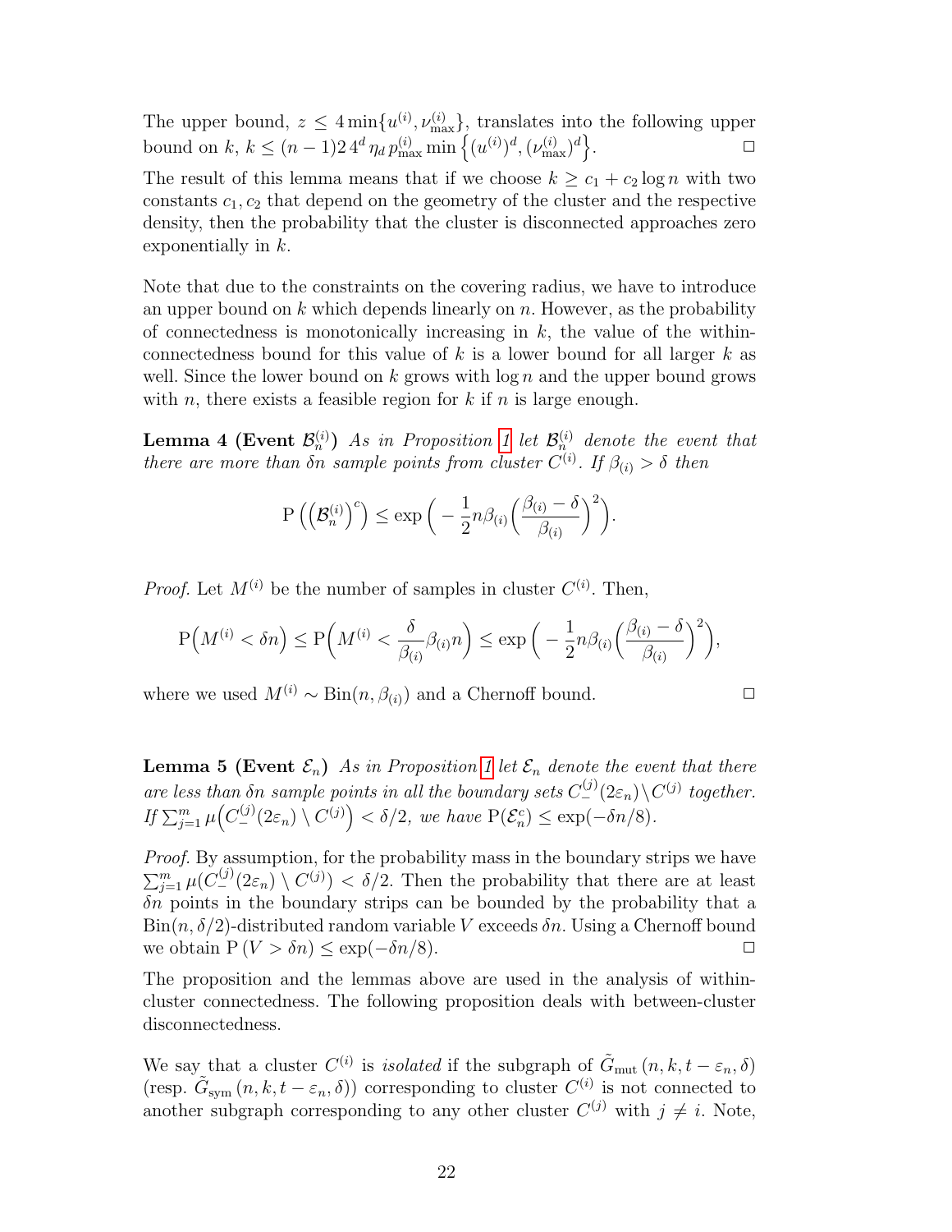The upper bound, $z \leq 4\min\{u^{(i)}, \nu^{(i)}_{\max}\}$, translates into the following upper bound on $k$, $k \leq (n-1)2\,4^d\,\eta_d\,p^{(i)}_{\max}\min\left\{(u^{(i)})^d, (\nu^{(i)}_{\max})^d\right\}$. $\square$

The result of this lemma means that if we choose $k \geq c_1 + c_2 \log n$ with two constants $c_1, c_2$ that depend on the geometry of the cluster and the respective density, then the probability that the cluster is disconnected approaches zero exponentially in $k$.

Note that due to the constraints on the covering radius, we have to introduce an upper bound on $k$ which depends linearly on $n$. However, as the probability of connectedness is monotonically increasing in $k$, the value of the within-connectedness bound for this value of $k$ is a lower bound for all larger $k$ as well. Since the lower bound on $k$ grows with $\log n$ and the upper bound grows with $n$, there exists a feasible region for $k$ if $n$ is large enough.

**Lemma 4 (Event $\mathcal{B}^{(i)}_n$)** *As in Proposition 1 let $\mathcal{B}^{(i)}_n$ denote the event that there are more than $\delta n$ sample points from cluster $C^{(i)}$. If $\beta_{(i)} > \delta$ then*

$$\mathrm{P}\left(\left(\mathcal{B}^{(i)}_n\right)^c\right) \leq \exp\left(-\frac{1}{2}n\beta_{(i)}\left(\frac{\beta_{(i)}-\delta}{\beta_{(i)}}\right)^2\right).$$

*Proof.* Let $M^{(i)}$ be the number of samples in cluster $C^{(i)}$. Then,

$$\mathrm{P}\Big(M^{(i)} < \delta n\Big) \leq \mathrm{P}\Big(M^{(i)} < \frac{\delta}{\beta_{(i)}}\beta_{(i)}n\Big) \leq \exp\left(-\frac{1}{2}n\beta_{(i)}\left(\frac{\beta_{(i)}-\delta}{\beta_{(i)}}\right)^2\right),$$

where we used $M^{(i)} \sim \mathrm{Bin}(n, \beta_{(i)})$ and a Chernoff bound. $\square$

**Lemma 5 (Event $\mathcal{E}_n$)** *As in Proposition 1 let $\mathcal{E}_n$ denote the event that there are less than $\delta n$ sample points in all the boundary sets $C^{(j)}_-(2\varepsilon_n)\setminus C^{(j)}$ together. If $\sum_{j=1}^m \mu\Big(C^{(j)}_-(2\varepsilon_n)\setminus C^{(j)}\Big) < \delta/2$, we have $\mathrm{P}(\mathcal{E}_n^c) \leq \exp(-\delta n/8)$.*

*Proof.* By assumption, for the probability mass in the boundary strips we have $\sum_{j=1}^m \mu(C^{(j)}_-(2\varepsilon_n)\setminus C^{(j)}) < \delta/2$. Then the probability that there are at least $\delta n$ points in the boundary strips can be bounded by the probability that a $\mathrm{Bin}(n, \delta/2)$-distributed random variable $V$ exceeds $\delta n$. Using a Chernoff bound we obtain $\mathrm{P}\left(V > \delta n\right) \leq \exp(-\delta n/8)$. $\square$

The proposition and the lemmas above are used in the analysis of within-cluster connectedness. The following proposition deals with between-cluster disconnectedness.

We say that a cluster $C^{(i)}$ is *isolated* if the subgraph of $\tilde{G}_{\mathrm{mut}}\left(n, k, t-\varepsilon_n, \delta\right)$ (resp. $\tilde{G}_{\mathrm{sym}}\left(n, k, t-\varepsilon_n, \delta\right)$) corresponding to cluster $C^{(i)}$ is not connected to another subgraph corresponding to any other cluster $C^{(j)}$ with $j \neq i$. Note,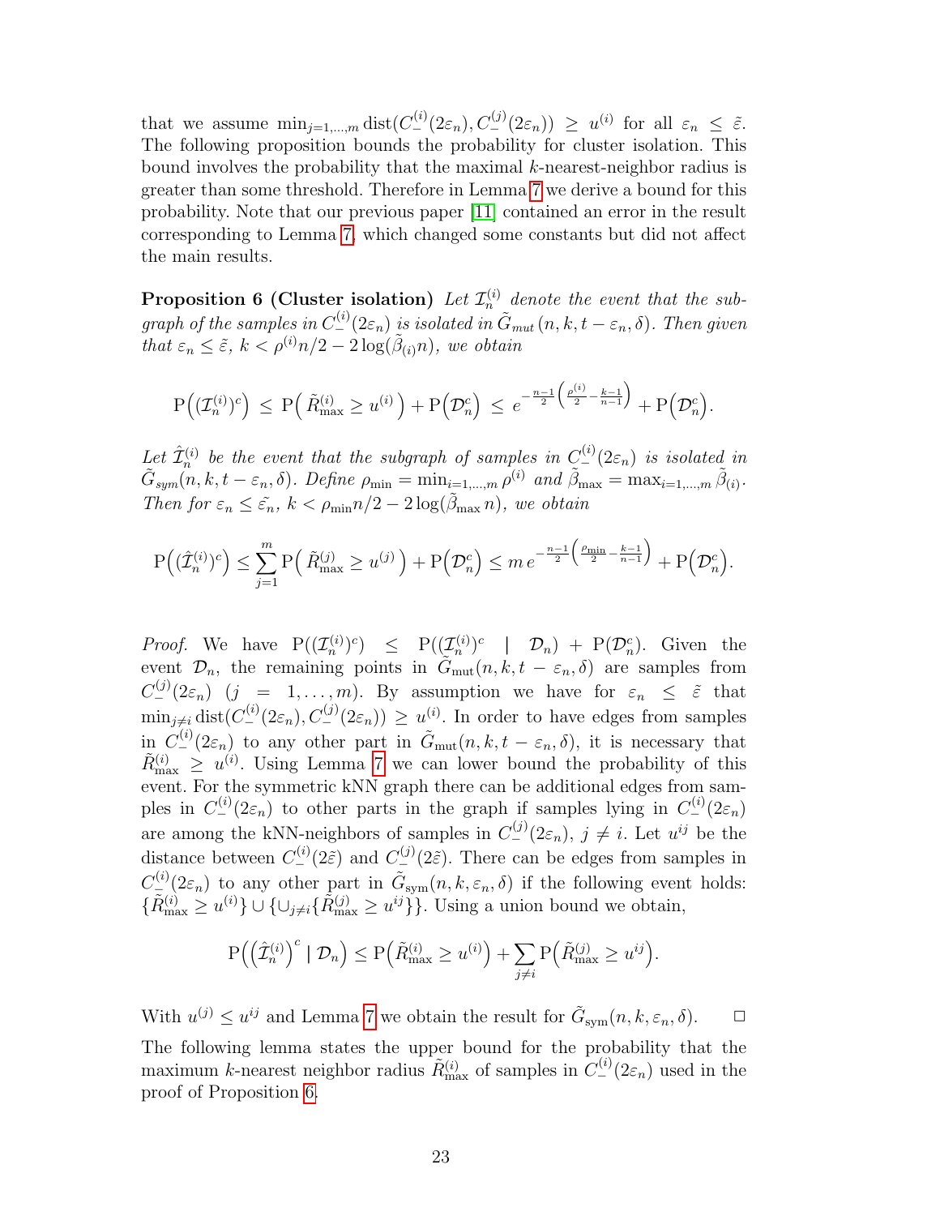that we assume $\min_{j=1,\dots,m} \operatorname{dist}(C_-^{(i)}(2\varepsilon_n), C_-^{(j)}(2\varepsilon_n)) \geq u^{(i)}$ for all $\varepsilon_n \leq \tilde{\varepsilon}$. The following proposition bounds the probability for cluster isolation. This bound involves the probability that the maximal $k$-nearest-neighbor radius is greater than some threshold. Therefore in Lemma 7 we derive a bound for this probability. Note that our previous paper [11] contained an error in the result corresponding to Lemma 7, which changed some constants but did not affect the main results.

**Proposition 6 (Cluster isolation)** *Let $\mathcal{I}_n^{(i)}$ denote the event that the subgraph of the samples in $C_-^{(i)}(2\varepsilon_n)$ is isolated in $\tilde{G}_{mut}(n, k, t - \varepsilon_n, \delta)$. Then given that $\varepsilon_n \leq \tilde{\varepsilon}$, $k < \rho^{(i)} n/2 - 2\log(\tilde{\beta}_{(i)} n)$, we obtain*

$$\mathrm{P}\Big((\mathcal{I}_n^{(i)})^c\Big) \;\leq\; \mathrm{P}\Big(\, \tilde{R}_{\max}^{(i)} \geq u^{(i)} \,\Big) + \mathrm{P}\Big(\mathcal{D}_n^c\Big) \;\leq\; e^{-\frac{n-1}{2}\left(\frac{\rho^{(i)}}{2} - \frac{k-1}{n-1}\right)} + \mathrm{P}\Big(\mathcal{D}_n^c\Big).$$

*Let $\hat{\mathcal{I}}_n^{(i)}$ be the event that the subgraph of samples in $C_-^{(i)}(2\varepsilon_n)$ is isolated in $\tilde{G}_{sym}(n, k, t - \varepsilon_n, \delta)$. Define $\rho_{\min} = \min_{i=1,\dots,m} \rho^{(i)}$ and $\tilde{\beta}_{\max} = \max_{i=1,\dots,m} \tilde{\beta}_{(i)}$. Then for $\varepsilon_n \leq \tilde{\varepsilon_n}$, $k < \rho_{\min} n/2 - 2\log(\tilde{\beta}_{\max}\, n)$, we obtain*

$$\mathrm{P}\Big((\hat{\mathcal{I}}_n^{(i)})^c\Big) \leq \sum_{j=1}^{m} \mathrm{P}\Big(\, \tilde{R}_{\max}^{(j)} \geq u^{(j)} \,\Big) + \mathrm{P}\Big(\mathcal{D}_n^c\Big) \leq m\, e^{-\frac{n-1}{2}\left(\frac{\rho_{\min}}{2} - \frac{k-1}{n-1}\right)} + \mathrm{P}\Big(\mathcal{D}_n^c\Big).$$

*Proof.* We have $\mathrm{P}((\mathcal{I}_n^{(i)})^c) \leq \mathrm{P}((\mathcal{I}_n^{(i)})^c \mid \mathcal{D}_n) + \mathrm{P}(\mathcal{D}_n^c)$. Given the event $\mathcal{D}_n$, the remaining points in $\tilde{G}_{\mathrm{mut}}(n, k, t - \varepsilon_n, \delta)$ are samples from $C_-^{(j)}(2\varepsilon_n)$ $(j = 1, \dots, m)$. By assumption we have for $\varepsilon_n \leq \tilde{\varepsilon}$ that $\min_{j \neq i} \operatorname{dist}(C_-^{(i)}(2\varepsilon_n), C_-^{(j)}(2\varepsilon_n)) \geq u^{(i)}$. In order to have edges from samples in $C_-^{(i)}(2\varepsilon_n)$ to any other part in $\tilde{G}_{\mathrm{mut}}(n, k, t - \varepsilon_n, \delta)$, it is necessary that $\tilde{R}_{\max}^{(i)} \geq u^{(i)}$. Using Lemma 7 we can lower bound the probability of this event. For the symmetric kNN graph there can be additional edges from samples in $C_-^{(i)}(2\varepsilon_n)$ to other parts in the graph if samples lying in $C_-^{(i)}(2\varepsilon_n)$ are among the kNN-neighbors of samples in $C_-^{(j)}(2\varepsilon_n)$, $j \neq i$. Let $u^{ij}$ be the distance between $C_-^{(i)}(2\tilde{\varepsilon})$ and $C_-^{(j)}(2\tilde{\varepsilon})$. There can be edges from samples in $C_-^{(i)}(2\varepsilon_n)$ to any other part in $\tilde{G}_{\mathrm{sym}}(n, k, \varepsilon_n, \delta)$ if the following event holds: $\{\tilde{R}_{\max}^{(i)} \geq u^{(i)}\} \cup \{\cup_{j \neq i} \{\tilde{R}_{\max}^{(j)} \geq u^{ij}\}\}$. Using a union bound we obtain,

$$\mathrm{P}\Big(\Big(\hat{\mathcal{I}}_n^{(i)}\Big)^c \mid \mathcal{D}_n\Big) \leq \mathrm{P}\Big(\tilde{R}_{\max}^{(i)} \geq u^{(i)}\Big) + \sum_{j \neq i} \mathrm{P}\Big(\tilde{R}_{\max}^{(j)} \geq u^{ij}\Big).$$

With $u^{(j)} \leq u^{ij}$ and Lemma 7 we obtain the result for $\tilde{G}_{\mathrm{sym}}(n, k, \varepsilon_n, \delta)$. □

The following lemma states the upper bound for the probability that the maximum $k$-nearest neighbor radius $\tilde{R}_{\max}^{(i)}$ of samples in $C_-^{(i)}(2\varepsilon_n)$ used in the proof of Proposition 6.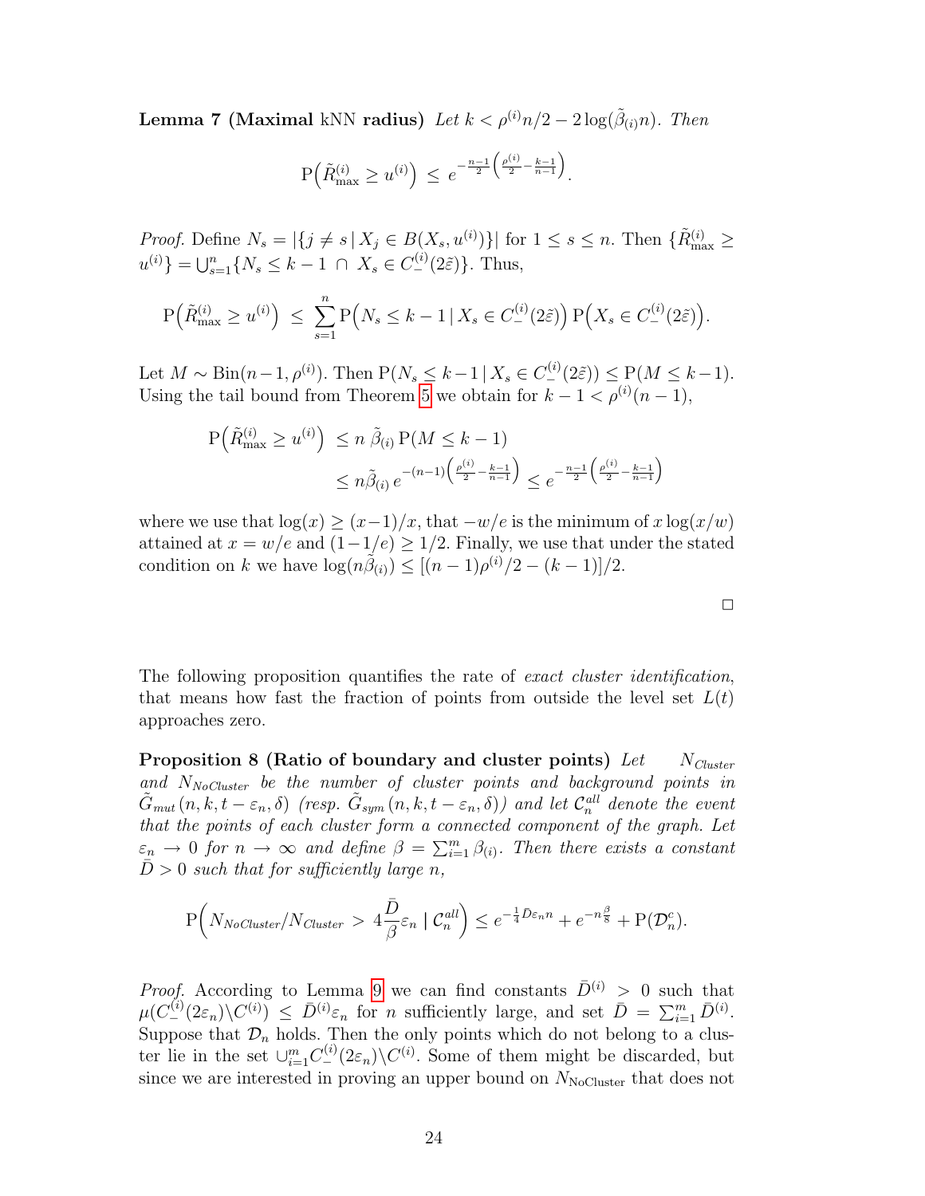**Lemma 7 (Maximal kNN radius)** *Let $k < \rho^{(i)} n/2 - 2\log(\tilde{\beta}_{(i)} n)$. Then*

$$\mathrm{P}\Big(\tilde{R}^{(i)}_{\max} \geq u^{(i)}\Big) \;\leq\; e^{-\frac{n-1}{2}\left(\frac{\rho^{(i)}}{2} - \frac{k-1}{n-1}\right)}.$$

*Proof.* Define $N_s = |\{j \neq s \,|\, X_j \in B(X_s, u^{(i)})\}|$ for $1 \leq s \leq n$. Then $\{\tilde{R}^{(i)}_{\max} \geq u^{(i)}\} = \bigcup_{s=1}^{n} \{N_s \leq k-1 \,\cap\, X_s \in C^{(i)}_{-}(2\tilde{\varepsilon})\}$. Thus,

$$\mathrm{P}\Big(\tilde{R}^{(i)}_{\max} \geq u^{(i)}\Big) \;\leq\; \sum_{s=1}^{n} \mathrm{P}\Big(N_s \leq k-1 \,|\, X_s \in C^{(i)}_{-}(2\tilde{\varepsilon})\Big)\, \mathrm{P}\Big(X_s \in C^{(i)}_{-}(2\tilde{\varepsilon})\Big).$$

Let $M \sim \mathrm{Bin}(n-1, \rho^{(i)})$. Then $\mathrm{P}(N_s \leq k-1 \,|\, X_s \in C^{(i)}_{-}(2\tilde{\varepsilon})) \leq \mathrm{P}(M \leq k-1)$. Using the tail bound from Theorem 5 we obtain for $k-1 < \rho^{(i)}(n-1)$,

$$\begin{aligned}
\mathrm{P}\Big(\tilde{R}^{(i)}_{\max} \geq u^{(i)}\Big) \;&\leq n\, \tilde{\beta}_{(i)}\, \mathrm{P}(M \leq k-1) \\
&\leq n\tilde{\beta}_{(i)}\, e^{-(n-1)\left(\frac{\rho^{(i)}}{2} - \frac{k-1}{n-1}\right)} \leq e^{-\frac{n-1}{2}\left(\frac{\rho^{(i)}}{2} - \frac{k-1}{n-1}\right)}
\end{aligned}$$

where we use that $\log(x) \geq (x-1)/x$, that $-w/e$ is the minimum of $x\log(x/w)$ attained at $x = w/e$ and $(1-1/e) \geq 1/2$. Finally, we use that under the stated condition on $k$ we have $\log(n\tilde{\beta}_{(i)}) \leq [(n-1)\rho^{(i)}/2 - (k-1)]/2$.

□

The following proposition quantifies the rate of *exact cluster identification*, that means how fast the fraction of points from outside the level set $L(t)$ approaches zero.

**Proposition 8 (Ratio of boundary and cluster points)** *Let $N_{Cluster}$ and $N_{NoCluster}$ be the number of cluster points and background points in $\tilde{G}_{mut}(n, k, t-\varepsilon_n, \delta)$ (resp. $\tilde{G}_{sym}(n, k, t-\varepsilon_n, \delta)$) and let $\mathcal{C}^{all}_n$ denote the event that the points of each cluster form a connected component of the graph. Let $\varepsilon_n \to 0$ for $n \to \infty$ and define $\beta = \sum_{i=1}^{m} \beta_{(i)}$. Then there exists a constant $\bar{D} > 0$ such that for sufficiently large $n$,*

$$\mathrm{P}\Big(N_{NoCluster}/N_{Cluster} \,>\, 4\frac{\bar{D}}{\beta}\varepsilon_n \mid \mathcal{C}^{all}_n\Big) \leq e^{-\frac{1}{4}\bar{D}\varepsilon_n n} + e^{-n\frac{\beta}{8}} + \mathrm{P}(\mathcal{D}^c_n).$$

*Proof.* According to Lemma 9 we can find constants $\bar{D}^{(i)} > 0$ such that $\mu(C^{(i)}_{-}(2\varepsilon_n)\backslash C^{(i)}) \leq \bar{D}^{(i)}\varepsilon_n$ for $n$ sufficiently large, and set $\bar{D} = \sum_{i=1}^{m} \bar{D}^{(i)}$. Suppose that $\mathcal{D}_n$ holds. Then the only points which do not belong to a cluster lie in the set $\cup_{i=1}^{m} C^{(i)}_{-}(2\varepsilon_n)\backslash C^{(i)}$. Some of them might be discarded, but since we are interested in proving an upper bound on $N_{\text{NoCluster}}$ that does not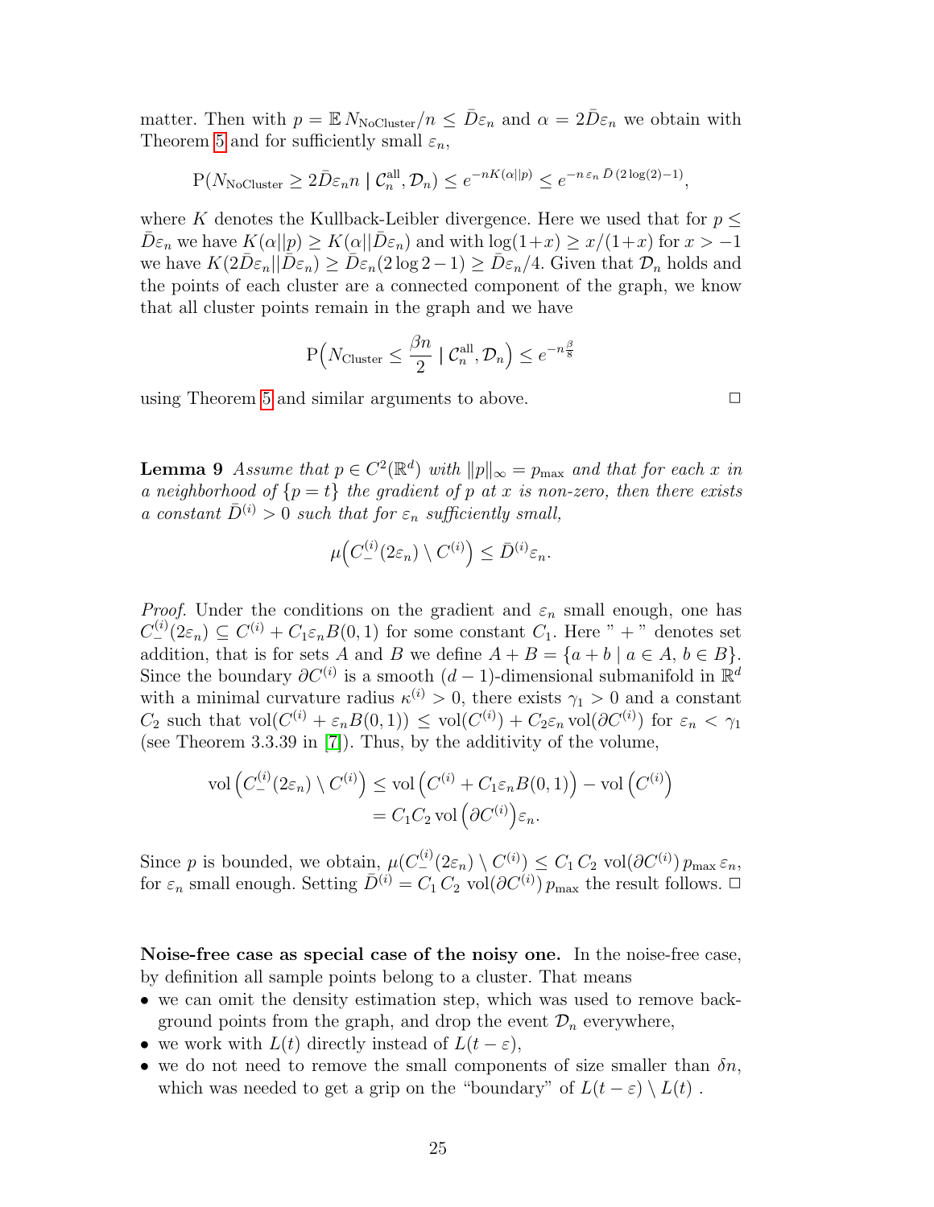matter. Then with $p = \mathbb{E}\, N_{\text{NoCluster}}/n \leq \bar{D}\varepsilon_n$ and $\alpha = 2\bar{D}\varepsilon_n$ we obtain with Theorem 5 and for sufficiently small $\varepsilon_n$,

$$\mathrm{P}(N_{\text{NoCluster}} \geq 2\bar{D}\varepsilon_n n \mid \mathcal{C}_n^{\text{all}}, \mathcal{D}_n) \leq e^{-nK(\alpha||p)} \leq e^{-n\,\varepsilon_n\,\bar{D}\,(2\log(2)-1)},$$

where $K$ denotes the Kullback-Leibler divergence. Here we used that for $p \leq \bar{D}\varepsilon_n$ we have $K(\alpha||p) \geq K(\alpha||\bar{D}\varepsilon_n)$ and with $\log(1+x) \geq x/(1+x)$ for $x > -1$ we have $K(2\bar{D}\varepsilon_n||\bar{D}\varepsilon_n) \geq \bar{D}\varepsilon_n(2\log 2 - 1) \geq \bar{D}\varepsilon_n/4$. Given that $\mathcal{D}_n$ holds and the points of each cluster are a connected component of the graph, we know that all cluster points remain in the graph and we have

$$\mathrm{P}\Big(N_{\text{Cluster}} \leq \frac{\beta n}{2} \mid \mathcal{C}_n^{\text{all}}, \mathcal{D}_n\Big) \leq e^{-n\frac{\beta}{8}}$$

using Theorem 5 and similar arguments to above. $\square$

**Lemma 9** *Assume that $p \in C^2(\mathbb{R}^d)$ with $\|p\|_\infty = p_{\max}$ and that for each $x$ in a neighborhood of $\{p = t\}$ the gradient of $p$ at $x$ is non-zero, then there exists a constant $\bar{D}^{(i)} > 0$ such that for $\varepsilon_n$ sufficiently small,*

$$\mu\Big(C_-^{(i)}(2\varepsilon_n) \setminus C^{(i)}\Big) \leq \bar{D}^{(i)}\varepsilon_n.$$

*Proof.* Under the conditions on the gradient and $\varepsilon_n$ small enough, one has $C_-^{(i)}(2\varepsilon_n) \subseteq C^{(i)} + C_1\varepsilon_n B(0,1)$ for some constant $C_1$. Here " + " denotes set addition, that is for sets $A$ and $B$ we define $A + B = \{a + b \mid a \in A,\, b \in B\}$. Since the boundary $\partial C^{(i)}$ is a smooth $(d-1)$-dimensional submanifold in $\mathbb{R}^d$ with a minimal curvature radius $\kappa^{(i)} > 0$, there exists $\gamma_1 > 0$ and a constant $C_2$ such that $\mathrm{vol}(C^{(i)} + \varepsilon_n B(0,1)) \leq \mathrm{vol}(C^{(i)}) + C_2\varepsilon_n \mathrm{vol}(\partial C^{(i)})$ for $\varepsilon_n < \gamma_1$ (see Theorem 3.3.39 in [7]). Thus, by the additivity of the volume,

$$\begin{aligned}
\mathrm{vol}\left(C_-^{(i)}(2\varepsilon_n) \setminus C^{(i)}\right) &\leq \mathrm{vol}\left(C^{(i)} + C_1\varepsilon_n B(0,1)\right) - \mathrm{vol}\left(C^{(i)}\right) \\
&= C_1 C_2 \,\mathrm{vol}\left(\partial C^{(i)}\right)\varepsilon_n.
\end{aligned}$$

Since $p$ is bounded, we obtain, $\mu(C_-^{(i)}(2\varepsilon_n) \setminus C^{(i)}) \leq C_1\, C_2\, \mathrm{vol}(\partial C^{(i)})\, p_{\max}\, \varepsilon_n$, for $\varepsilon_n$ small enough. Setting $\bar{D}^{(i)} = C_1\, C_2\, \mathrm{vol}(\partial C^{(i)})\, p_{\max}$ the result follows. $\square$

**Noise-free case as special case of the noisy one.** In the noise-free case, by definition all sample points belong to a cluster. That means

- we can omit the density estimation step, which was used to remove background points from the graph, and drop the event $\mathcal{D}_n$ everywhere,
- we work with $L(t)$ directly instead of $L(t-\varepsilon)$,
- we do not need to remove the small components of size smaller than $\delta n$, which was needed to get a grip on the "boundary" of $L(t-\varepsilon) \setminus L(t)$ .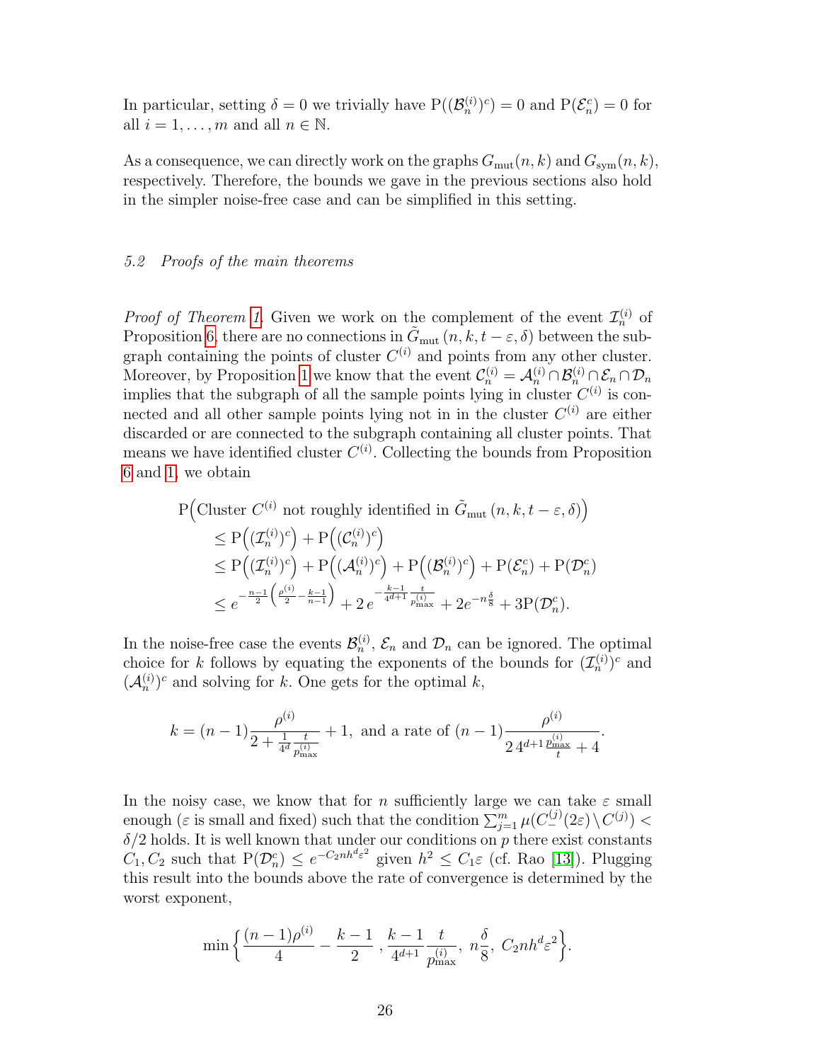In particular, setting $\delta = 0$ we trivially have $\mathrm{P}((\mathcal{B}_n^{(i)})^c) = 0$ and $\mathrm{P}(\mathcal{E}_n^c) = 0$ for all $i = 1, \dots, m$ and all $n \in \mathbb{N}$.

As a consequence, we can directly work on the graphs $G_{\mathrm{mut}}(n, k)$ and $G_{\mathrm{sym}}(n, k)$, respectively. Therefore, the bounds we gave in the previous sections also hold in the simpler noise-free case and can be simplified in this setting.

### 5.2 Proofs of the main theorems

*Proof of Theorem 1.* Given we work on the complement of the event $\mathcal{I}_n^{(i)}$ of Proposition 6, there are no connections in $\tilde{G}_{\mathrm{mut}}(n, k, t - \varepsilon, \delta)$ between the subgraph containing the points of cluster $C^{(i)}$ and points from any other cluster. Moreover, by Proposition 1 we know that the event $\mathcal{C}_n^{(i)} = \mathcal{A}_n^{(i)} \cap \mathcal{B}_n^{(i)} \cap \mathcal{E}_n \cap \mathcal{D}_n$ implies that the subgraph of all the sample points lying in cluster $C^{(i)}$ is connected and all other sample points lying not in in the cluster $C^{(i)}$ are either discarded or are connected to the subgraph containing all cluster points. That means we have identified cluster $C^{(i)}$. Collecting the bounds from Proposition 6 and 1, we obtain

$$
\begin{aligned}
&\mathrm{P}\Big(\text{Cluster } C^{(i)} \text{ not roughly identified in } \tilde{G}_{\mathrm{mut}}(n, k, t - \varepsilon, \delta)\Big) \\
&\quad \le \mathrm{P}\Big((\mathcal{I}_n^{(i)})^c\Big) + \mathrm{P}\Big((\mathcal{C}_n^{(i)})^c\Big) \\
&\quad \le \mathrm{P}\Big((\mathcal{I}_n^{(i)})^c\Big) + \mathrm{P}\Big((\mathcal{A}_n^{(i)})^c\Big) + \mathrm{P}\Big((\mathcal{B}_n^{(i)})^c\Big) + \mathrm{P}(\mathcal{E}_n^c) + \mathrm{P}(\mathcal{D}_n^c) \\
&\quad \le e^{-\frac{n-1}{2}\left(\frac{\rho^{(i)}}{2} - \frac{k-1}{n-1}\right)} + 2\, e^{-\frac{k-1}{4^{d+1}}\frac{t}{p_{\max}^{(i)}}} + 2e^{-n\frac{\delta}{8}} + 3\mathrm{P}(\mathcal{D}_n^c).
\end{aligned}
$$

In the noise-free case the events $\mathcal{B}_n^{(i)}$, $\mathcal{E}_n$ and $\mathcal{D}_n$ can be ignored. The optimal choice for $k$ follows by equating the exponents of the bounds for $(\mathcal{I}_n^{(i)})^c$ and $(\mathcal{A}_n^{(i)})^c$ and solving for $k$. One gets for the optimal $k$,

$$
k = (n-1)\frac{\rho^{(i)}}{2 + \frac{1}{4^d}\frac{t}{p_{\max}^{(i)}}} + 1, \text{ and a rate of } (n-1)\frac{\rho^{(i)}}{2\, 4^{d+1}\frac{p_{\max}^{(i)}}{t} + 4}.
$$

In the noisy case, we know that for $n$ sufficiently large we can take $\varepsilon$ small enough ($\varepsilon$ is small and fixed) such that the condition $\sum_{j=1}^{m} \mu(C_{-}^{(j)}(2\varepsilon) \setminus C^{(j)}) < \delta/2$ holds. It is well known that under our conditions on $p$ there exist constants $C_1, C_2$ such that $\mathrm{P}(\mathcal{D}_n^c) \le e^{-C_2 n h^d \varepsilon^2}$ given $h^2 \le C_1 \varepsilon$ (cf. Rao [13]). Plugging this result into the bounds above the rate of convergence is determined by the worst exponent,

$$
\min\Big\{\frac{(n-1)\rho^{(i)}}{4} - \frac{k-1}{2}\,,\, \frac{k-1}{4^{d+1}}\frac{t}{p_{\max}^{(i)}},\ n\frac{\delta}{8},\ C_2 n h^d \varepsilon^2\Big\}.
$$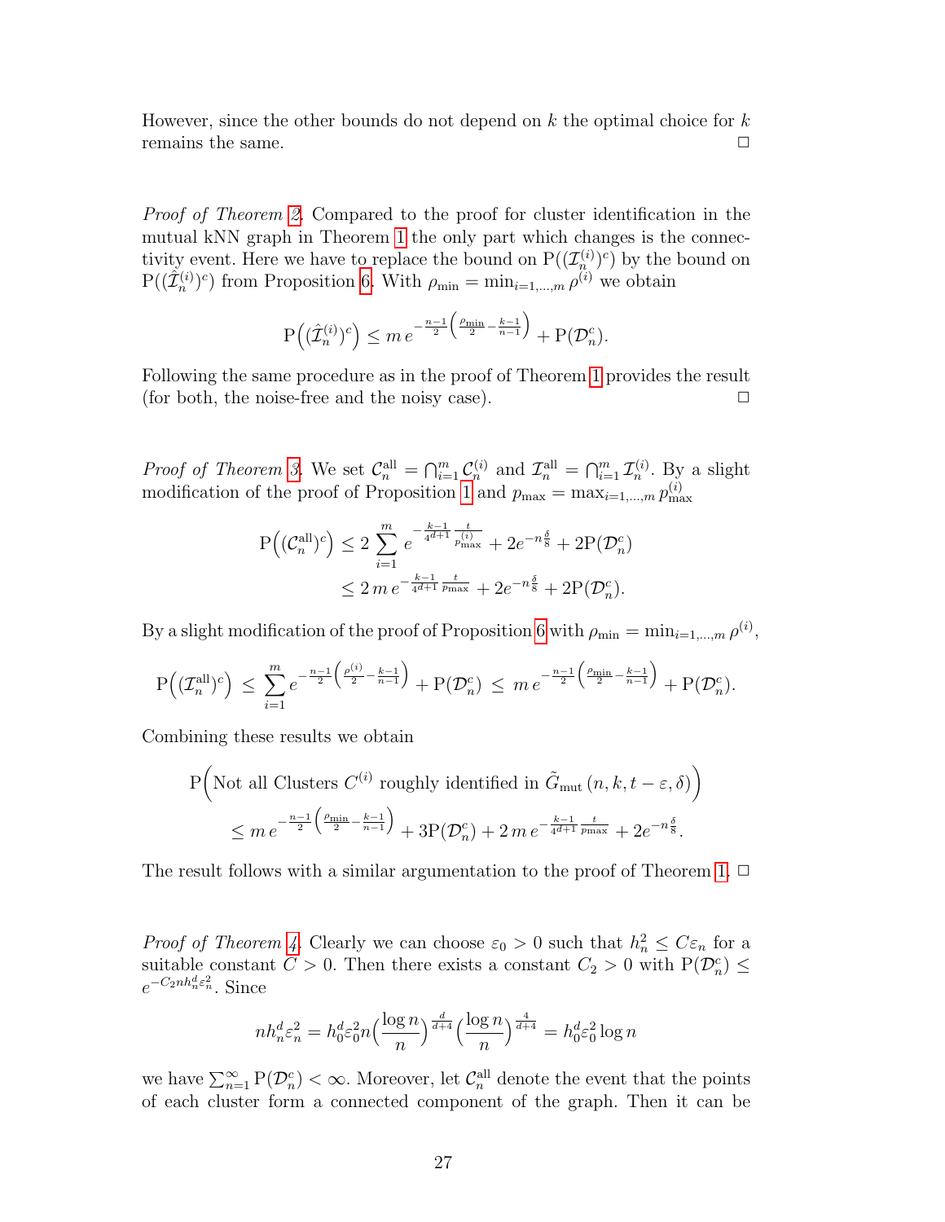However, since the other bounds do not depend on $k$ the optimal choice for $k$ remains the same. □

*Proof of Theorem 2.* Compared to the proof for cluster identification in the mutual kNN graph in Theorem 1 the only part which changes is the connectivity event. Here we have to replace the bound on $\mathrm{P}((\mathcal{I}_n^{(i)})^c)$ by the bound on $\mathrm{P}((\hat{\mathcal{I}}_n^{(i)})^c)$ from Proposition 6. With $\rho_{\min} = \min_{i=1,\dots,m} \rho^{(i)}$ we obtain

$$\mathrm{P}\Big((\hat{\mathcal{I}}_n^{(i)})^c\Big) \leq m\, e^{-\frac{n-1}{2}\left(\frac{\rho_{\min}}{2} - \frac{k-1}{n-1}\right)} + \mathrm{P}(\mathcal{D}_n^c).$$

Following the same procedure as in the proof of Theorem 1 provides the result (for both, the noise-free and the noisy case). □

*Proof of Theorem 3.* We set $\mathcal{C}_n^{\text{all}} = \bigcap_{i=1}^m \mathcal{C}_n^{(i)}$ and $\mathcal{I}_n^{\text{all}} = \bigcap_{i=1}^m \mathcal{I}_n^{(i)}$. By a slight modification of the proof of Proposition 1 and $p_{\max} = \max_{i=1,\dots,m} p_{\max}^{(i)}$

$$\begin{aligned}
\mathrm{P}\Big((\mathcal{C}_n^{\text{all}})^c\Big) &\leq 2\sum_{i=1}^m e^{-\frac{k-1}{4^d+1}\frac{t}{p_{\max}^{(i)}}} + 2e^{-n\frac{\delta}{8}} + 2\mathrm{P}(\mathcal{D}_n^c)\\
&\leq 2\, m\, e^{-\frac{k-1}{4^d+1}\frac{t}{p_{\max}}} + 2e^{-n\frac{\delta}{8}} + 2\mathrm{P}(\mathcal{D}_n^c).
\end{aligned}$$

By a slight modification of the proof of Proposition 6 with $\rho_{\min} = \min_{i=1,\dots,m} \rho^{(i)}$,

$$\mathrm{P}\Big((\mathcal{I}_n^{\text{all}})^c\Big) \;\leq\; \sum_{i=1}^m e^{-\frac{n-1}{2}\left(\frac{\rho^{(i)}}{2} - \frac{k-1}{n-1}\right)} + \mathrm{P}(\mathcal{D}_n^c) \;\leq\; m\, e^{-\frac{n-1}{2}\left(\frac{\rho_{\min}}{2} - \frac{k-1}{n-1}\right)} + \mathrm{P}(\mathcal{D}_n^c).$$

Combining these results we obtain

$$\begin{aligned}
&\mathrm{P}\Big(\text{Not all Clusters } C^{(i)} \text{ roughly identified in } \tilde{G}_{\text{mut}}\,(n,k,t-\varepsilon,\delta)\Big)\\
&\quad\leq m\, e^{-\frac{n-1}{2}\left(\frac{\rho_{\min}}{2} - \frac{k-1}{n-1}\right)} + 3\mathrm{P}(\mathcal{D}_n^c) + 2\, m\, e^{-\frac{k-1}{4^d+1}\frac{t}{p_{\max}}} + 2e^{-n\frac{\delta}{8}}.
\end{aligned}$$

The result follows with a similar argumentation to the proof of Theorem 1. □

*Proof of Theorem 4.* Clearly we can choose $\varepsilon_0 > 0$ such that $h_n^2 \leq C\varepsilon_n$ for a suitable constant $C > 0$. Then there exists a constant $C_2 > 0$ with $\mathrm{P}(\mathcal{D}_n^c) \leq e^{-C_2 n h_n^d \varepsilon_n^2}$. Since

$$n h_n^d \varepsilon_n^2 = h_0^d \varepsilon_0^2 n \Big(\frac{\log n}{n}\Big)^{\frac{d}{d+4}} \Big(\frac{\log n}{n}\Big)^{\frac{4}{d+4}} = h_0^d \varepsilon_0^2 \log n$$

we have $\sum_{n=1}^\infty \mathrm{P}(\mathcal{D}_n^c) < \infty$. Moreover, let $\mathcal{C}_n^{\text{all}}$ denote the event that the points of each cluster form a connected component of the graph. Then it can be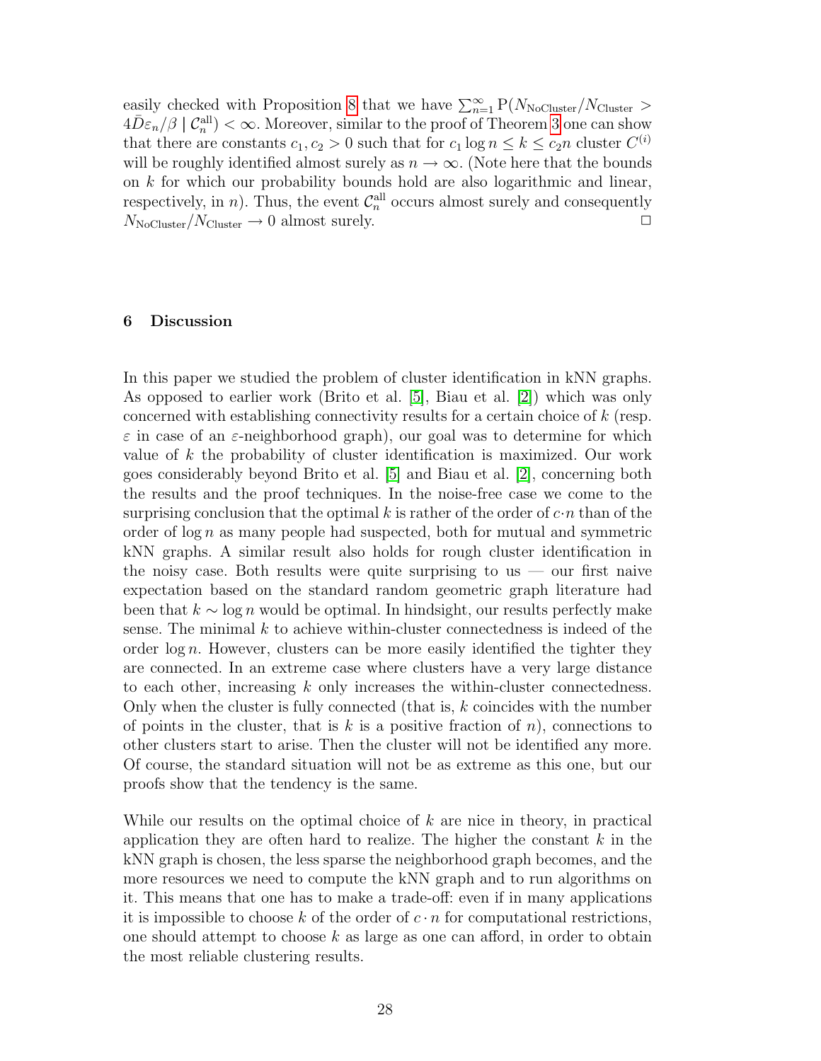easily checked with Proposition 8 that we have $\sum_{n=1}^{\infty} \mathrm{P}(N_{\text{NoCluster}}/N_{\text{Cluster}} > 4\bar{D}\varepsilon_n/\beta \mid \mathcal{C}_n^{\text{all}}) < \infty$. Moreover, similar to the proof of Theorem 3 one can show that there are constants $c_1, c_2 > 0$ such that for $c_1 \log n \leq k \leq c_2 n$ cluster $C^{(i)}$ will be roughly identified almost surely as $n \to \infty$. (Note here that the bounds on $k$ for which our probability bounds hold are also logarithmic and linear, respectively, in $n$). Thus, the event $\mathcal{C}_n^{\text{all}}$ occurs almost surely and consequently $N_{\text{NoCluster}}/N_{\text{Cluster}} \to 0$ almost surely. □

## 6 Discussion

In this paper we studied the problem of cluster identification in kNN graphs. As opposed to earlier work (Brito et al. [5], Biau et al. [2]) which was only concerned with establishing connectivity results for a certain choice of $k$ (resp. $\varepsilon$ in case of an $\varepsilon$-neighborhood graph), our goal was to determine for which value of $k$ the probability of cluster identification is maximized. Our work goes considerably beyond Brito et al. [5] and Biau et al. [2], concerning both the results and the proof techniques. In the noise-free case we come to the surprising conclusion that the optimal $k$ is rather of the order of $c \cdot n$ than of the order of $\log n$ as many people had suspected, both for mutual and symmetric kNN graphs. A similar result also holds for rough cluster identification in the noisy case. Both results were quite surprising to us — our first naive expectation based on the standard random geometric graph literature had been that $k \sim \log n$ would be optimal. In hindsight, our results perfectly make sense. The minimal $k$ to achieve within-cluster connectedness is indeed of the order $\log n$. However, clusters can be more easily identified the tighter they are connected. In an extreme case where clusters have a very large distance to each other, increasing $k$ only increases the within-cluster connectedness. Only when the cluster is fully connected (that is, $k$ coincides with the number of points in the cluster, that is $k$ is a positive fraction of $n$), connections to other clusters start to arise. Then the cluster will not be identified any more. Of course, the standard situation will not be as extreme as this one, but our proofs show that the tendency is the same.

While our results on the optimal choice of $k$ are nice in theory, in practical application they are often hard to realize. The higher the constant $k$ in the kNN graph is chosen, the less sparse the neighborhood graph becomes, and the more resources we need to compute the kNN graph and to run algorithms on it. This means that one has to make a trade-off: even if in many applications it is impossible to choose $k$ of the order of $c \cdot n$ for computational restrictions, one should attempt to choose $k$ as large as one can afford, in order to obtain the most reliable clustering results.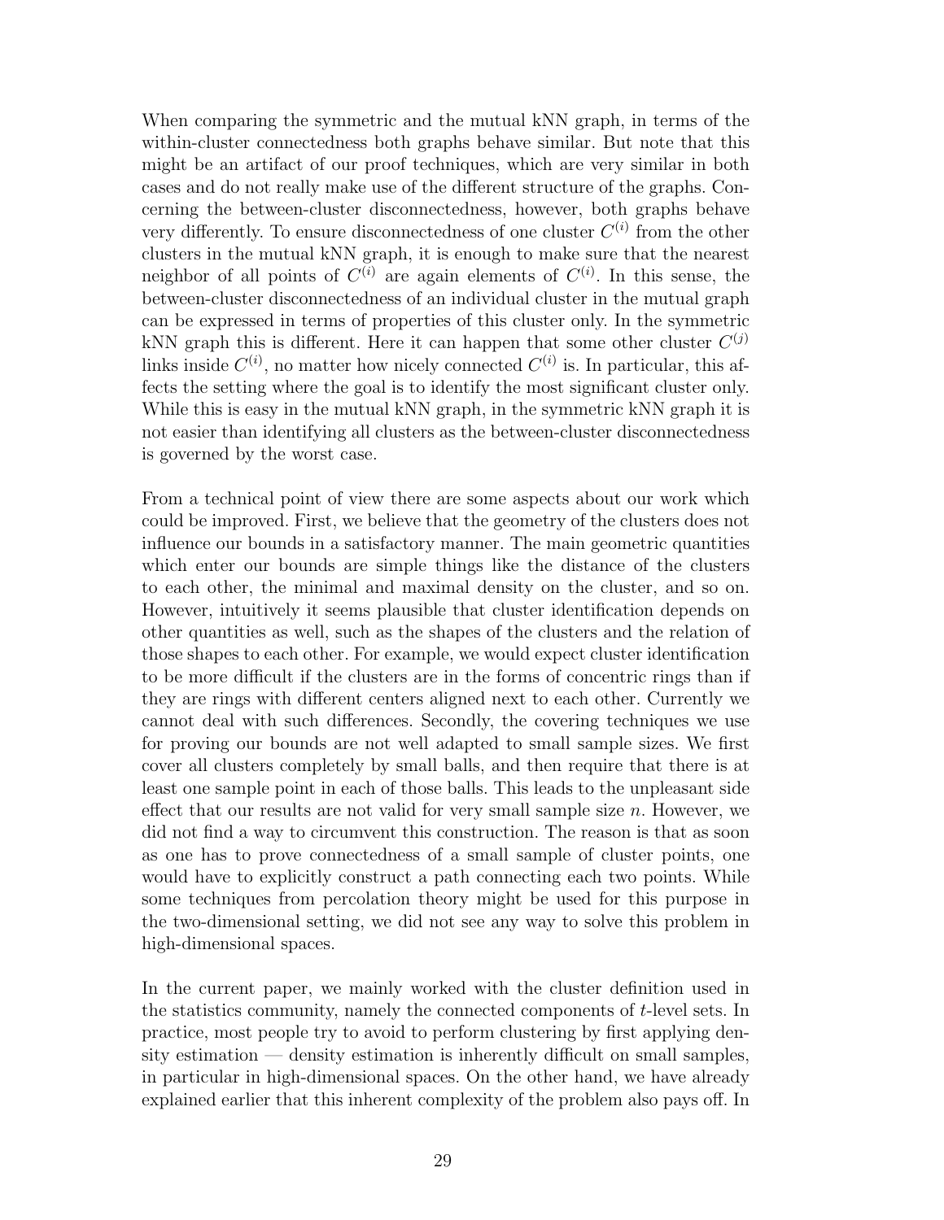When comparing the symmetric and the mutual kNN graph, in terms of the within-cluster connectedness both graphs behave similar. But note that this might be an artifact of our proof techniques, which are very similar in both cases and do not really make use of the different structure of the graphs. Concerning the between-cluster disconnectedness, however, both graphs behave very differently. To ensure disconnectedness of one cluster $C^{(i)}$ from the other clusters in the mutual kNN graph, it is enough to make sure that the nearest neighbor of all points of $C^{(i)}$ are again elements of $C^{(i)}$. In this sense, the between-cluster disconnectedness of an individual cluster in the mutual graph can be expressed in terms of properties of this cluster only. In the symmetric kNN graph this is different. Here it can happen that some other cluster $C^{(j)}$ links inside $C^{(i)}$, no matter how nicely connected $C^{(i)}$ is. In particular, this affects the setting where the goal is to identify the most significant cluster only. While this is easy in the mutual kNN graph, in the symmetric kNN graph it is not easier than identifying all clusters as the between-cluster disconnectedness is governed by the worst case.

From a technical point of view there are some aspects about our work which could be improved. First, we believe that the geometry of the clusters does not influence our bounds in a satisfactory manner. The main geometric quantities which enter our bounds are simple things like the distance of the clusters to each other, the minimal and maximal density on the cluster, and so on. However, intuitively it seems plausible that cluster identification depends on other quantities as well, such as the shapes of the clusters and the relation of those shapes to each other. For example, we would expect cluster identification to be more difficult if the clusters are in the forms of concentric rings than if they are rings with different centers aligned next to each other. Currently we cannot deal with such differences. Secondly, the covering techniques we use for proving our bounds are not well adapted to small sample sizes. We first cover all clusters completely by small balls, and then require that there is at least one sample point in each of those balls. This leads to the unpleasant side effect that our results are not valid for very small sample size $n$. However, we did not find a way to circumvent this construction. The reason is that as soon as one has to prove connectedness of a small sample of cluster points, one would have to explicitly construct a path connecting each two points. While some techniques from percolation theory might be used for this purpose in the two-dimensional setting, we did not see any way to solve this problem in high-dimensional spaces.

In the current paper, we mainly worked with the cluster definition used in the statistics community, namely the connected components of $t$-level sets. In practice, most people try to avoid to perform clustering by first applying density estimation — density estimation is inherently difficult on small samples, in particular in high-dimensional spaces. On the other hand, we have already explained earlier that this inherent complexity of the problem also pays off. In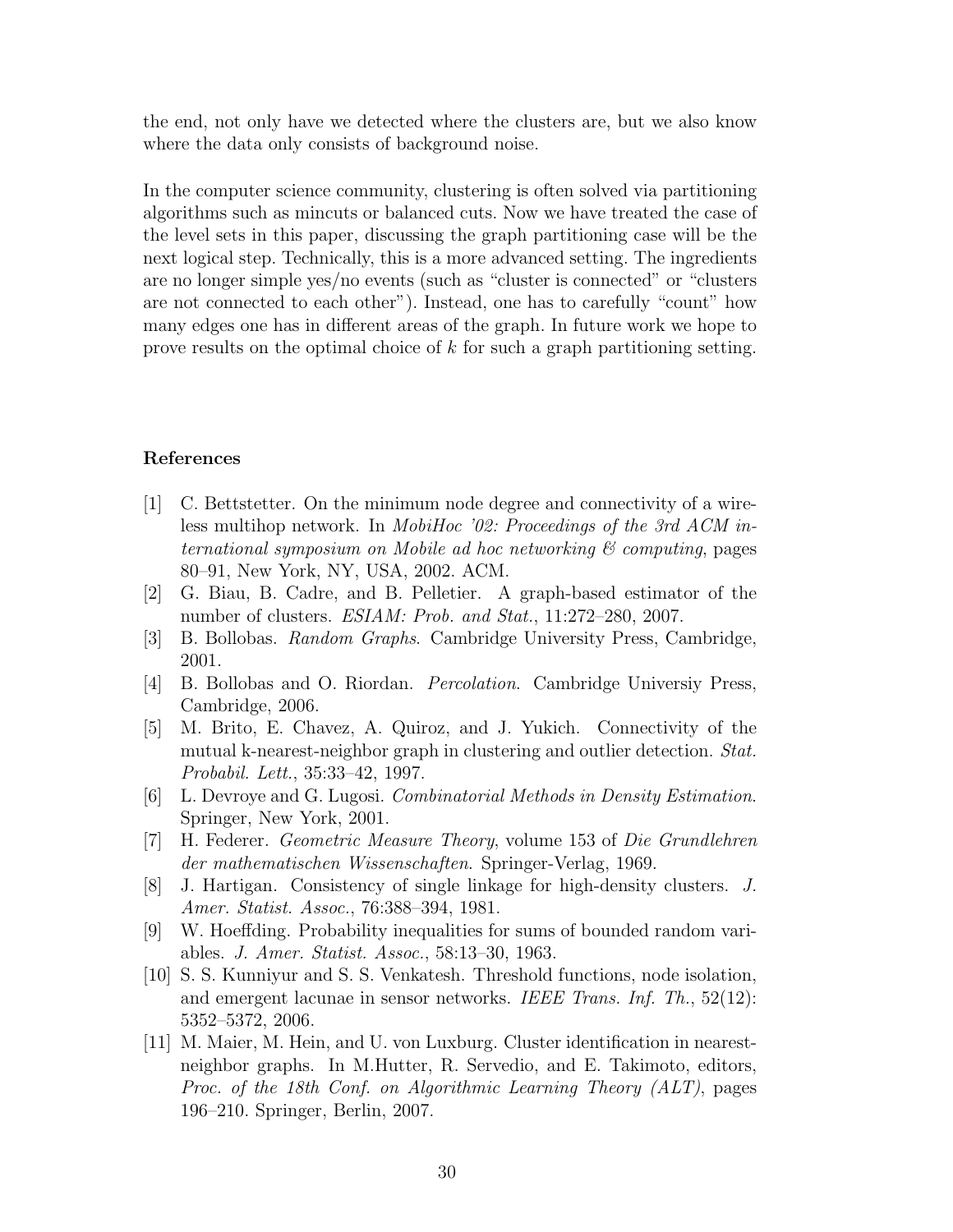the end, not only have we detected where the clusters are, but we also know where the data only consists of background noise.

In the computer science community, clustering is often solved via partitioning algorithms such as mincuts or balanced cuts. Now we have treated the case of the level sets in this paper, discussing the graph partitioning case will be the next logical step. Technically, this is a more advanced setting. The ingredients are no longer simple yes/no events (such as "cluster is connected" or "clusters are not connected to each other"). Instead, one has to carefully "count" how many edges one has in different areas of the graph. In future work we hope to prove results on the optimal choice of $k$ for such a graph partitioning setting.

## References

[1] C. Bettstetter. On the minimum node degree and connectivity of a wireless multihop network. In *MobiHoc '02: Proceedings of the 3rd ACM international symposium on Mobile ad hoc networking & computing*, pages 80–91, New York, NY, USA, 2002. ACM.

[2] G. Biau, B. Cadre, and B. Pelletier. A graph-based estimator of the number of clusters. *ESIAM: Prob. and Stat.*, 11:272–280, 2007.

[3] B. Bollobas. *Random Graphs*. Cambridge University Press, Cambridge, 2001.

[4] B. Bollobas and O. Riordan. *Percolation*. Cambridge Universiy Press, Cambridge, 2006.

[5] M. Brito, E. Chavez, A. Quiroz, and J. Yukich. Connectivity of the mutual k-nearest-neighbor graph in clustering and outlier detection. *Stat. Probabil. Lett.*, 35:33–42, 1997.

[6] L. Devroye and G. Lugosi. *Combinatorial Methods in Density Estimation*. Springer, New York, 2001.

[7] H. Federer. *Geometric Measure Theory*, volume 153 of *Die Grundlehren der mathematischen Wissenschaften*. Springer-Verlag, 1969.

[8] J. Hartigan. Consistency of single linkage for high-density clusters. *J. Amer. Statist. Assoc.*, 76:388–394, 1981.

[9] W. Hoeffding. Probability inequalities for sums of bounded random variables. *J. Amer. Statist. Assoc.*, 58:13–30, 1963.

[10] S. S. Kunniyur and S. S. Venkatesh. Threshold functions, node isolation, and emergent lacunae in sensor networks. *IEEE Trans. Inf. Th.*, 52(12): 5352–5372, 2006.

[11] M. Maier, M. Hein, and U. von Luxburg. Cluster identification in nearest-neighbor graphs. In M.Hutter, R. Servedio, and E. Takimoto, editors, *Proc. of the 18th Conf. on Algorithmic Learning Theory (ALT)*, pages 196–210. Springer, Berlin, 2007.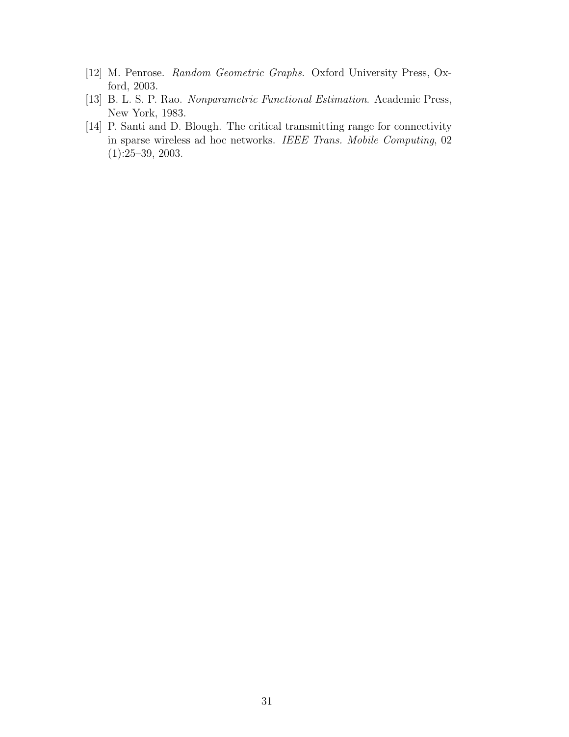[12] M. Penrose. *Random Geometric Graphs*. Oxford University Press, Oxford, 2003.

[13] B. L. S. P. Rao. *Nonparametric Functional Estimation*. Academic Press, New York, 1983.

[14] P. Santi and D. Blough. The critical transmitting range for connectivity in sparse wireless ad hoc networks. *IEEE Trans. Mobile Computing*, 02 (1):25–39, 2003.